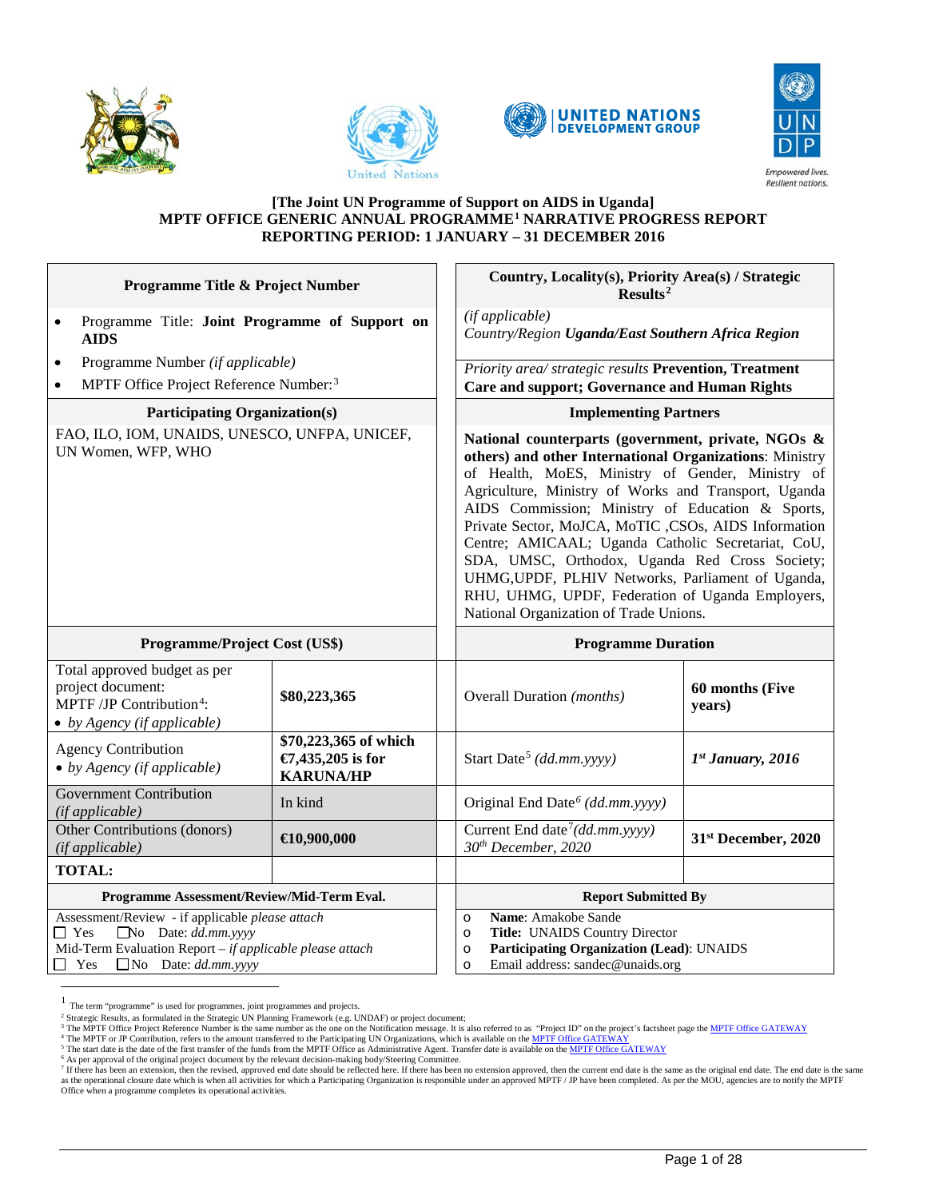**[The Joint UN Programme of Support on AIDS in Uganda]**
**MPTF OFFICE GENERIC ANNUAL PROGRAMME[1] NARRATIVE PROGRESS REPORT**
**REPORTING PERIOD: 1 JANUARY – 31 DECEMBER 2016**

| Programme Title & Project Number | Country, Locality(s), Priority Area(s) / Strategic Results[2] |
|---|---|
| • Programme Title: **Joint Programme of Support on AIDS**<br>• Programme Number *(if applicable)*<br>• MPTF Office Project Reference Number:[3] | *(if applicable)*<br>*Country/Region* ***Uganda/East Southern Africa Region***<br><br>*Priority area/ strategic results* **Prevention, Treatment Care and support; Governance and Human Rights** |
| **Participating Organization(s)** | **Implementing Partners** |
| FAO, ILO, IOM, UNAIDS, UNESCO, UNFPA, UNICEF, UN Women, WFP, WHO | **National counterparts (government, private, NGOs & others) and other International Organizations**: Ministry of Health, MoES, Ministry of Gender, Ministry of Agriculture, Ministry of Works and Transport, Uganda AIDS Commission; Ministry of Education & Sports, Private Sector, MoJCA, MoTIC ,CSOs, AIDS Information Centre; AMICAAL; Uganda Catholic Secretariat, CoU, SDA, UMSC, Orthodox, Uganda Red Cross Society; UHMG,UPDF, PLHIV Networks, Parliament of Uganda, RHU, UHMG, UPDF, Federation of Uganda Employers, National Organization of Trade Unions. |

| Programme/Project Cost (US$) | | Programme Duration | |
|---|---|---|---|
| Total approved budget as per project document:<br>MPTF /JP Contribution[4]:<br>• *by Agency (if applicable)* | **$80,223,365** | Overall Duration *(months)* | **60 months (Five years)** |
| Agency Contribution<br>• *by Agency (if applicable)* | **$70,223,365 of which €7,435,205 is for KARUNA/HP** | Start Date[5] *(dd.mm.yyyy)* | ***1st January, 2016*** |
| Government Contribution *(if applicable)* | In kind | Original End Date[6] *(dd.mm.yyyy)* | |
| Other Contributions (donors) *(if applicable)* | **€10,900,000** | Current End date[7]*(dd.mm.yyyy)*<br>*30th December, 2020* | **31st December, 2020** |
| **TOTAL:** | | | |

| Programme Assessment/Review/Mid-Term Eval. | Report Submitted By |
|---|---|
| Assessment/Review - if applicable *please attach*<br>☐ Yes ☐No Date: *dd.mm.yyyy*<br>Mid-Term Evaluation Report – *if applicable please attach*<br>☐ Yes ☐No Date: *dd.mm.yyyy* | o **Name**: Amakobe Sande<br>o **Title:** UNAIDS Country Director<br>o **Participating Organization (Lead)**: UNAIDS<br>o Email address: sandec@unaids.org |

---

[1] The term "programme" is used for programmes, joint programmes and projects.
[2] Strategic Results, as formulated in the Strategic UN Planning Framework (e.g. UNDAF) or project document;
[3] The MPTF Office Project Reference Number is the same number as the one on the Notification message. It is also referred to as "Project ID" on the project's factsheet page the MPTF Office GATEWAY
[4] The MPTF or JP Contribution, refers to the amount transferred to the Participating UN Organizations, which is available on the MPTF Office GATEWAY
[5] The start date is the date of the first transfer of the funds from the MPTF Office as Administrative Agent. Transfer date is available on the MPTF Office GATEWAY
[6] As per approval of the original project document by the relevant decision-making body/Steering Committee.
[7] If there has been an extension, then the revised, approved end date should be reflected here. If there has been no extension approved, then the current end date is the same as the original end date. The end date is the same as the operational closure date which is when all activities for which a Participating Organization is responsible under an approved MPTF / JP have been completed. As per the MOU, agencies are to notify the MPTF Office when a programme completes its operational activities.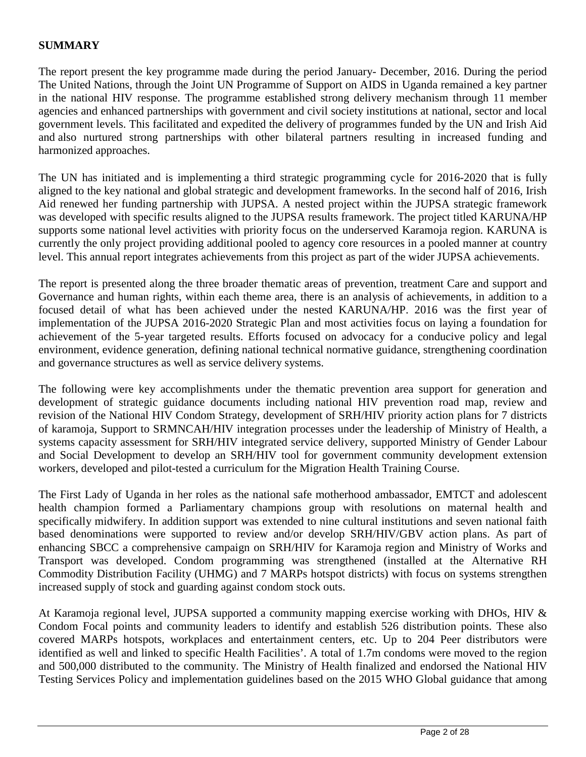## SUMMARY

The report present the key programme made during the period January- December, 2016. During the period The United Nations, through the Joint UN Programme of Support on AIDS in Uganda remained a key partner in the national HIV response. The programme established strong delivery mechanism through 11 member agencies and enhanced partnerships with government and civil society institutions at national, sector and local government levels. This facilitated and expedited the delivery of programmes funded by the UN and Irish Aid and also nurtured strong partnerships with other bilateral partners resulting in increased funding and harmonized approaches.

The UN has initiated and is implementing a third strategic programming cycle for 2016-2020 that is fully aligned to the key national and global strategic and development frameworks. In the second half of 2016, Irish Aid renewed her funding partnership with JUPSA. A nested project within the JUPSA strategic framework was developed with specific results aligned to the JUPSA results framework. The project titled KARUNA/HP supports some national level activities with priority focus on the underserved Karamoja region. KARUNA is currently the only project providing additional pooled to agency core resources in a pooled manner at country level. This annual report integrates achievements from this project as part of the wider JUPSA achievements.

The report is presented along the three broader thematic areas of prevention, treatment Care and support and Governance and human rights, within each theme area, there is an analysis of achievements, in addition to a focused detail of what has been achieved under the nested KARUNA/HP. 2016 was the first year of implementation of the JUPSA 2016-2020 Strategic Plan and most activities focus on laying a foundation for achievement of the 5-year targeted results. Efforts focused on advocacy for a conducive policy and legal environment, evidence generation, defining national technical normative guidance, strengthening coordination and governance structures as well as service delivery systems.

The following were key accomplishments under the thematic prevention area support for generation and development of strategic guidance documents including national HIV prevention road map, review and revision of the National HIV Condom Strategy, development of SRH/HIV priority action plans for 7 districts of karamoja, Support to SRMNCAH/HIV integration processes under the leadership of Ministry of Health, a systems capacity assessment for SRH/HIV integrated service delivery, supported Ministry of Gender Labour and Social Development to develop an SRH/HIV tool for government community development extension workers, developed and pilot-tested a curriculum for the Migration Health Training Course.

The First Lady of Uganda in her roles as the national safe motherhood ambassador, EMTCT and adolescent health champion formed a Parliamentary champions group with resolutions on maternal health and specifically midwifery. In addition support was extended to nine cultural institutions and seven national faith based denominations were supported to review and/or develop SRH/HIV/GBV action plans. As part of enhancing SBCC a comprehensive campaign on SRH/HIV for Karamoja region and Ministry of Works and Transport was developed. Condom programming was strengthened (installed at the Alternative RH Commodity Distribution Facility (UHMG) and 7 MARPs hotspot districts) with focus on systems strengthen increased supply of stock and guarding against condom stock outs.

At Karamoja regional level, JUPSA supported a community mapping exercise working with DHOs, HIV & Condom Focal points and community leaders to identify and establish 526 distribution points. These also covered MARPs hotspots, workplaces and entertainment centers, etc. Up to 204 Peer distributors were identified as well and linked to specific Health Facilities'. A total of 1.7m condoms were moved to the region and 500,000 distributed to the community. The Ministry of Health finalized and endorsed the National HIV Testing Services Policy and implementation guidelines based on the 2015 WHO Global guidance that among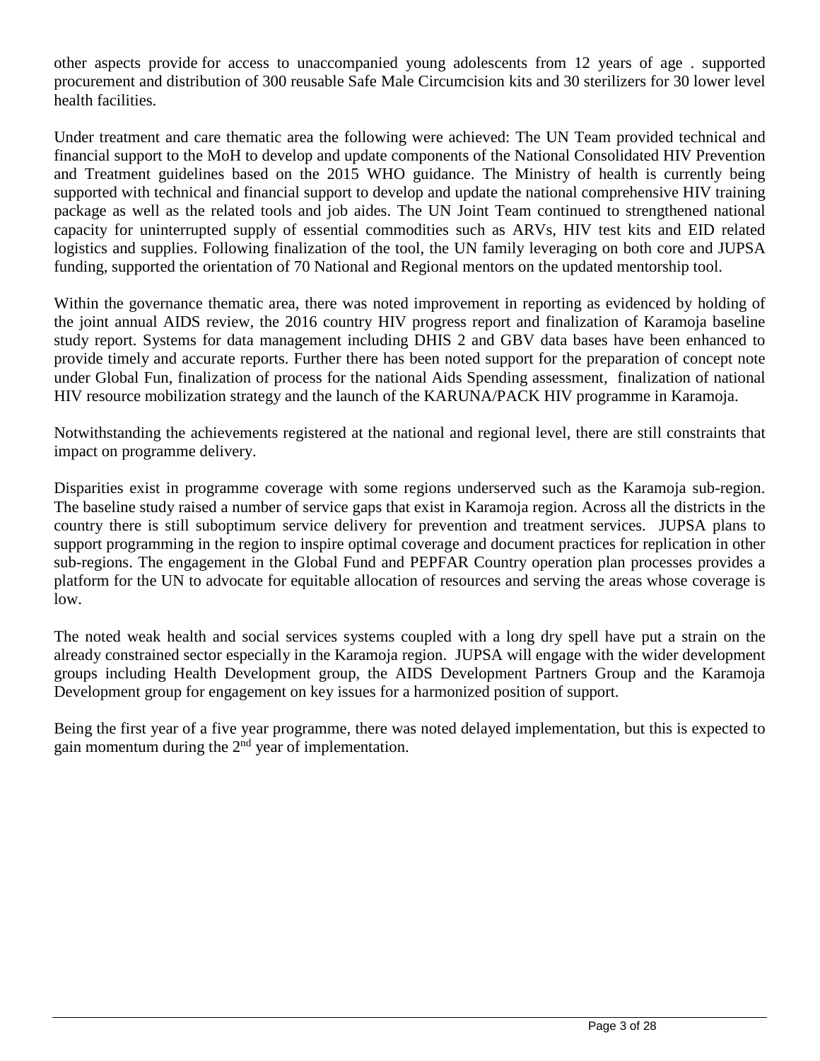other aspects provide for access to unaccompanied young adolescents from 12 years of age . supported procurement and distribution of 300 reusable Safe Male Circumcision kits and 30 sterilizers for 30 lower level health facilities.

Under treatment and care thematic area the following were achieved: The UN Team provided technical and financial support to the MoH to develop and update components of the National Consolidated HIV Prevention and Treatment guidelines based on the 2015 WHO guidance. The Ministry of health is currently being supported with technical and financial support to develop and update the national comprehensive HIV training package as well as the related tools and job aides. The UN Joint Team continued to strengthened national capacity for uninterrupted supply of essential commodities such as ARVs, HIV test kits and EID related logistics and supplies. Following finalization of the tool, the UN family leveraging on both core and JUPSA funding, supported the orientation of 70 National and Regional mentors on the updated mentorship tool.

Within the governance thematic area, there was noted improvement in reporting as evidenced by holding of the joint annual AIDS review, the 2016 country HIV progress report and finalization of Karamoja baseline study report. Systems for data management including DHIS 2 and GBV data bases have been enhanced to provide timely and accurate reports. Further there has been noted support for the preparation of concept note under Global Fun, finalization of process for the national Aids Spending assessment, finalization of national HIV resource mobilization strategy and the launch of the KARUNA/PACK HIV programme in Karamoja.

Notwithstanding the achievements registered at the national and regional level, there are still constraints that impact on programme delivery.

Disparities exist in programme coverage with some regions underserved such as the Karamoja sub-region. The baseline study raised a number of service gaps that exist in Karamoja region. Across all the districts in the country there is still suboptimum service delivery for prevention and treatment services. JUPSA plans to support programming in the region to inspire optimal coverage and document practices for replication in other sub-regions. The engagement in the Global Fund and PEPFAR Country operation plan processes provides a platform for the UN to advocate for equitable allocation of resources and serving the areas whose coverage is low.

The noted weak health and social services systems coupled with a long dry spell have put a strain on the already constrained sector especially in the Karamoja region. JUPSA will engage with the wider development groups including Health Development group, the AIDS Development Partners Group and the Karamoja Development group for engagement on key issues for a harmonized position of support.

Being the first year of a five year programme, there was noted delayed implementation, but this is expected to gain momentum during the 2nd year of implementation.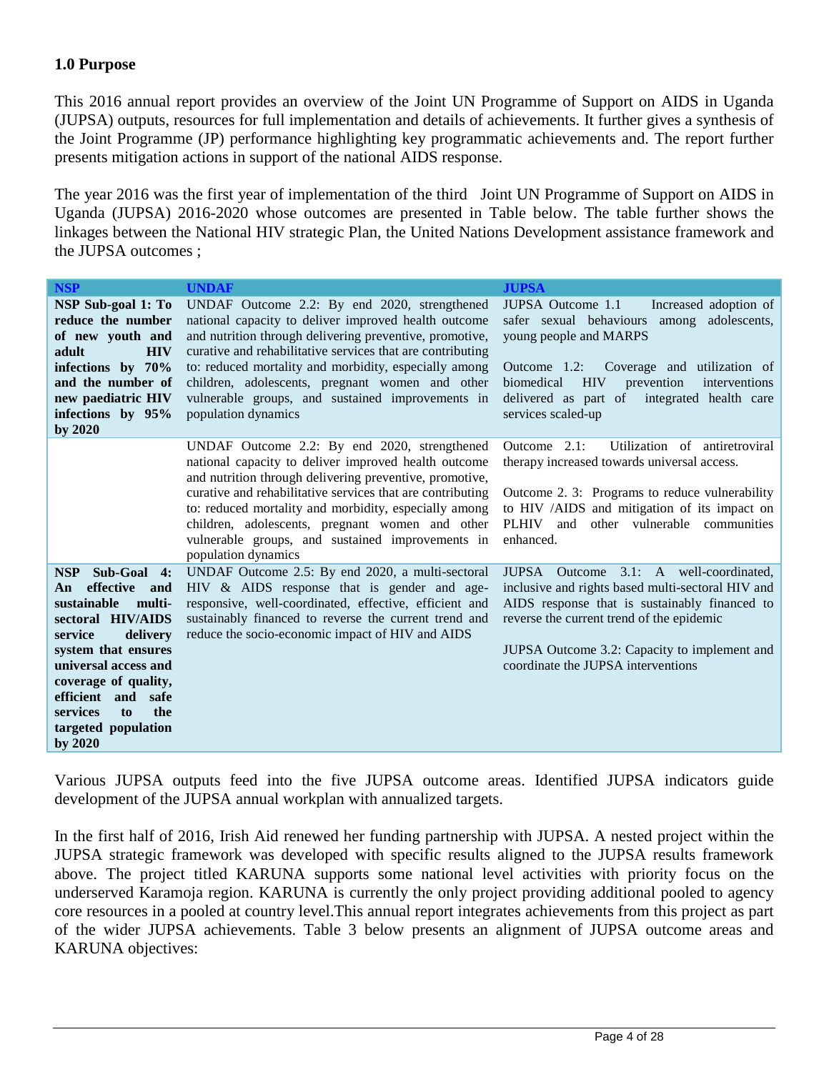### 1.0 Purpose

This 2016 annual report provides an overview of the Joint UN Programme of Support on AIDS in Uganda (JUPSA) outputs, resources for full implementation and details of achievements. It further gives a synthesis of the Joint Programme (JP) performance highlighting key programmatic achievements and. The report further presents mitigation actions in support of the national AIDS response.

The year 2016 was the first year of implementation of the third Joint UN Programme of Support on AIDS in Uganda (JUPSA) 2016-2020 whose outcomes are presented in Table below. The table further shows the linkages between the National HIV strategic Plan, the United Nations Development assistance framework and the JUPSA outcomes ;

| NSP | UNDAF | JUPSA |
|---|---|---|
| **NSP Sub-goal 1: To reduce the number of new youth and adult HIV infections by 70% and the number of new paediatric HIV infections by 95% by 2020** | UNDAF Outcome 2.2: By end 2020, strengthened national capacity to deliver improved health outcome and nutrition through delivering preventive, promotive, curative and rehabilitative services that are contributing to: reduced mortality and morbidity, especially among children, adolescents, pregnant women and other vulnerable groups, and sustained improvements in population dynamics | JUPSA Outcome 1.1 Increased adoption of safer sexual behaviours among adolescents, young people and MARPS<br><br>Outcome 1.2: Coverage and utilization of biomedical HIV prevention interventions delivered as part of integrated health care services scaled-up |
| | UNDAF Outcome 2.2: By end 2020, strengthened national capacity to deliver improved health outcome and nutrition through delivering preventive, promotive, curative and rehabilitative services that are contributing to: reduced mortality and morbidity, especially among children, adolescents, pregnant women and other vulnerable groups, and sustained improvements in population dynamics | Outcome 2.1: Utilization of antiretroviral therapy increased towards universal access.<br><br>Outcome 2. 3: Programs to reduce vulnerability to HIV /AIDS and mitigation of its impact on PLHIV and other vulnerable communities enhanced. |
| **NSP Sub-Goal 4: An effective and sustainable multi-sectoral HIV/AIDS service delivery system that ensures universal access and coverage of quality, efficient and safe services to the targeted population by 2020** | UNDAF Outcome 2.5: By end 2020, a multi-sectoral HIV & AIDS response that is gender and age-responsive, well-coordinated, effective, efficient and sustainably financed to reverse the current trend and reduce the socio-economic impact of HIV and AIDS | JUPSA Outcome 3.1: A well-coordinated, inclusive and rights based multi-sectoral HIV and AIDS response that is sustainably financed to reverse the current trend of the epidemic<br><br>JUPSA Outcome 3.2: Capacity to implement and coordinate the JUPSA interventions |

Various JUPSA outputs feed into the five JUPSA outcome areas. Identified JUPSA indicators guide development of the JUPSA annual workplan with annualized targets.

In the first half of 2016, Irish Aid renewed her funding partnership with JUPSA. A nested project within the JUPSA strategic framework was developed with specific results aligned to the JUPSA results framework above. The project titled KARUNA supports some national level activities with priority focus on the underserved Karamoja region. KARUNA is currently the only project providing additional pooled to agency core resources in a pooled at country level.This annual report integrates achievements from this project as part of the wider JUPSA achievements. Table 3 below presents an alignment of JUPSA outcome areas and KARUNA objectives: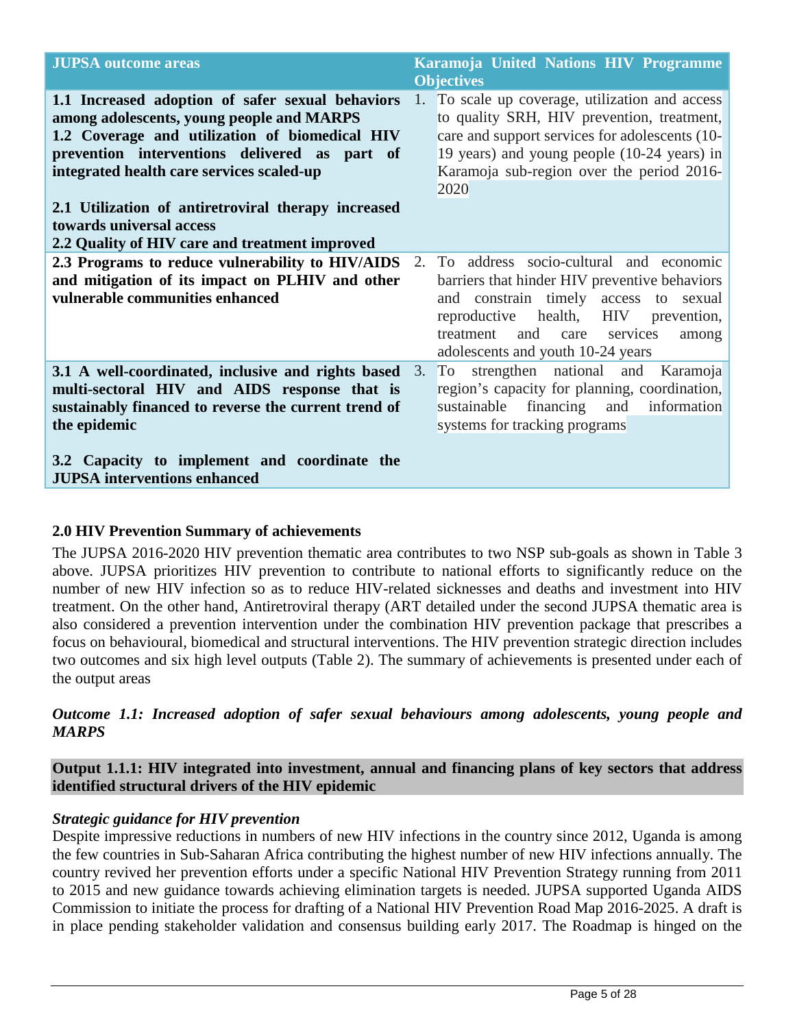| JUPSA outcome areas | Karamoja United Nations HIV Programme Objectives |
|---|---|
| **1.1 Increased adoption of safer sexual behaviors among adolescents, young people and MARPS**<br>**1.2 Coverage and utilization of biomedical HIV prevention interventions delivered as part of integrated health care services scaled-up**<br><br>**2.1 Utilization of antiretroviral therapy increased towards universal access**<br>**2.2 Quality of HIV care and treatment improved** | 1. To scale up coverage, utilization and access to quality SRH, HIV prevention, treatment, care and support services for adolescents (10-19 years) and young people (10-24 years) in Karamoja sub-region over the period 2016-2020 |
| **2.3 Programs to reduce vulnerability to HIV/AIDS and mitigation of its impact on PLHIV and other vulnerable communities enhanced** | 2. To address socio-cultural and economic barriers that hinder HIV preventive behaviors and constrain timely access to sexual reproductive health, HIV prevention, treatment and care services among adolescents and youth 10-24 years |
| **3.1 A well-coordinated, inclusive and rights based multi-sectoral HIV and AIDS response that is sustainably financed to reverse the current trend of the epidemic**<br><br>**3.2 Capacity to implement and coordinate the JUPSA interventions enhanced** | 3. To strengthen national and Karamoja region's capacity for planning, coordination, sustainable financing and information systems for tracking programs |

## 2.0 HIV Prevention Summary of achievements

The JUPSA 2016-2020 HIV prevention thematic area contributes to two NSP sub-goals as shown in Table 3 above. JUPSA prioritizes HIV prevention to contribute to national efforts to significantly reduce on the number of new HIV infection so as to reduce HIV-related sicknesses and deaths and investment into HIV treatment. On the other hand, Antiretroviral therapy (ART detailed under the second JUPSA thematic area is also considered a prevention intervention under the combination HIV prevention package that prescribes a focus on behavioural, biomedical and structural interventions. The HIV prevention strategic direction includes two outcomes and six high level outputs (Table 2). The summary of achievements is presented under each of the output areas

***Outcome 1.1: Increased adoption of safer sexual behaviours among adolescents, young people and MARPS***

**Output 1.1.1: HIV integrated into investment, annual and financing plans of key sectors that address identified structural drivers of the HIV epidemic**

***Strategic guidance for HIV prevention***

Despite impressive reductions in numbers of new HIV infections in the country since 2012, Uganda is among the few countries in Sub-Saharan Africa contributing the highest number of new HIV infections annually. The country revived her prevention efforts under a specific National HIV Prevention Strategy running from 2011 to 2015 and new guidance towards achieving elimination targets is needed. JUPSA supported Uganda AIDS Commission to initiate the process for drafting of a National HIV Prevention Road Map 2016-2025. A draft is in place pending stakeholder validation and consensus building early 2017. The Roadmap is hinged on the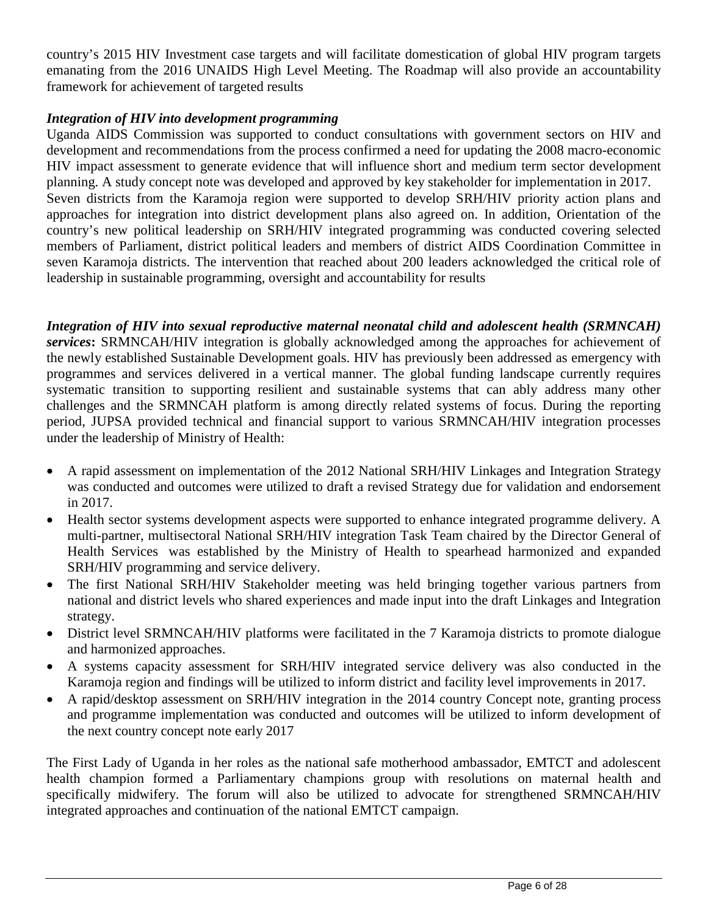country's 2015 HIV Investment case targets and will facilitate domestication of global HIV program targets emanating from the 2016 UNAIDS High Level Meeting. The Roadmap will also provide an accountability framework for achievement of targeted results

***Integration of HIV into development programming***

Uganda AIDS Commission was supported to conduct consultations with government sectors on HIV and development and recommendations from the process confirmed a need for updating the 2008 macro-economic HIV impact assessment to generate evidence that will influence short and medium term sector development planning. A study concept note was developed and approved by key stakeholder for implementation in 2017.
Seven districts from the Karamoja region were supported to develop SRH/HIV priority action plans and approaches for integration into district development plans also agreed on. In addition, Orientation of the country's new political leadership on SRH/HIV integrated programming was conducted covering selected members of Parliament, district political leaders and members of district AIDS Coordination Committee in seven Karamoja districts. The intervention that reached about 200 leaders acknowledged the critical role of leadership in sustainable programming, oversight and accountability for results

***Integration of HIV into sexual reproductive maternal neonatal child and adolescent health (SRMNCAH) services*:** SRMNCAH/HIV integration is globally acknowledged among the approaches for achievement of the newly established Sustainable Development goals. HIV has previously been addressed as emergency with programmes and services delivered in a vertical manner. The global funding landscape currently requires systematic transition to supporting resilient and sustainable systems that can ably address many other challenges and the SRMNCAH platform is among directly related systems of focus. During the reporting period, JUPSA provided technical and financial support to various SRMNCAH/HIV integration processes under the leadership of Ministry of Health:

- A rapid assessment on implementation of the 2012 National SRH/HIV Linkages and Integration Strategy was conducted and outcomes were utilized to draft a revised Strategy due for validation and endorsement in 2017.
- Health sector systems development aspects were supported to enhance integrated programme delivery. A multi-partner, multisectoral National SRH/HIV integration Task Team chaired by the Director General of Health Services was established by the Ministry of Health to spearhead harmonized and expanded SRH/HIV programming and service delivery.
- The first National SRH/HIV Stakeholder meeting was held bringing together various partners from national and district levels who shared experiences and made input into the draft Linkages and Integration strategy.
- District level SRMNCAH/HIV platforms were facilitated in the 7 Karamoja districts to promote dialogue and harmonized approaches.
- A systems capacity assessment for SRH/HIV integrated service delivery was also conducted in the Karamoja region and findings will be utilized to inform district and facility level improvements in 2017.
- A rapid/desktop assessment on SRH/HIV integration in the 2014 country Concept note, granting process and programme implementation was conducted and outcomes will be utilized to inform development of the next country concept note early 2017

The First Lady of Uganda in her roles as the national safe motherhood ambassador, EMTCT and adolescent health champion formed a Parliamentary champions group with resolutions on maternal health and specifically midwifery. The forum will also be utilized to advocate for strengthened SRMNCAH/HIV integrated approaches and continuation of the national EMTCT campaign.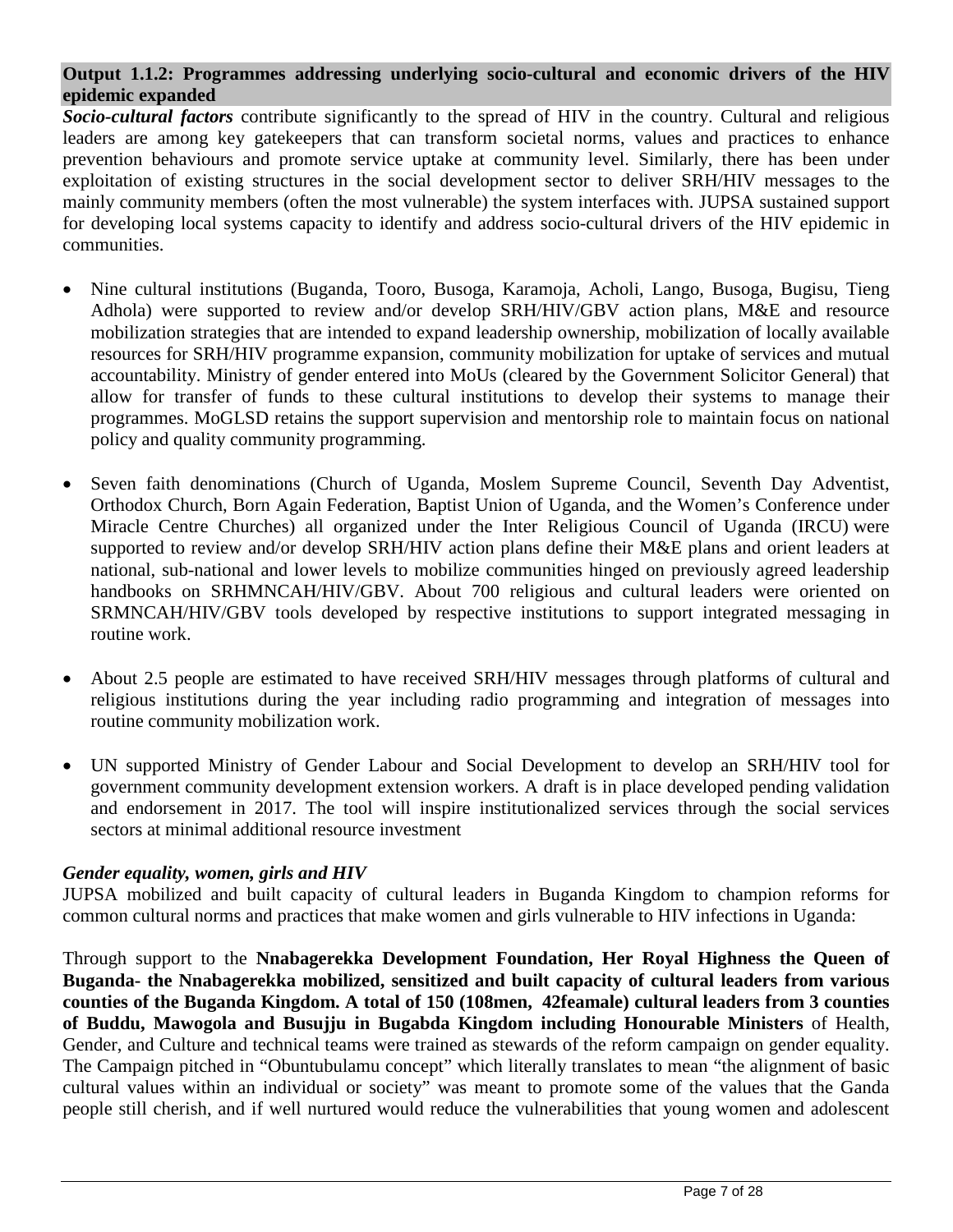**Output 1.1.2: Programmes addressing underlying socio-cultural and economic drivers of the HIV epidemic expanded**

***Socio-cultural factors*** contribute significantly to the spread of HIV in the country. Cultural and religious leaders are among key gatekeepers that can transform societal norms, values and practices to enhance prevention behaviours and promote service uptake at community level. Similarly, there has been under exploitation of existing structures in the social development sector to deliver SRH/HIV messages to the mainly community members (often the most vulnerable) the system interfaces with. JUPSA sustained support for developing local systems capacity to identify and address socio-cultural drivers of the HIV epidemic in communities.

- Nine cultural institutions (Buganda, Tooro, Busoga, Karamoja, Acholi, Lango, Busoga, Bugisu, Tieng Adhola) were supported to review and/or develop SRH/HIV/GBV action plans, M&E and resource mobilization strategies that are intended to expand leadership ownership, mobilization of locally available resources for SRH/HIV programme expansion, community mobilization for uptake of services and mutual accountability. Ministry of gender entered into MoUs (cleared by the Government Solicitor General) that allow for transfer of funds to these cultural institutions to develop their systems to manage their programmes. MoGLSD retains the support supervision and mentorship role to maintain focus on national policy and quality community programming.

- Seven faith denominations (Church of Uganda, Moslem Supreme Council, Seventh Day Adventist, Orthodox Church, Born Again Federation, Baptist Union of Uganda, and the Women's Conference under Miracle Centre Churches) all organized under the Inter Religious Council of Uganda (IRCU) were supported to review and/or develop SRH/HIV action plans define their M&E plans and orient leaders at national, sub-national and lower levels to mobilize communities hinged on previously agreed leadership handbooks on SRHMNCAH/HIV/GBV. About 700 religious and cultural leaders were oriented on SRMNCAH/HIV/GBV tools developed by respective institutions to support integrated messaging in routine work.

- About 2.5 people are estimated to have received SRH/HIV messages through platforms of cultural and religious institutions during the year including radio programming and integration of messages into routine community mobilization work.

- UN supported Ministry of Gender Labour and Social Development to develop an SRH/HIV tool for government community development extension workers. A draft is in place developed pending validation and endorsement in 2017. The tool will inspire institutionalized services through the social services sectors at minimal additional resource investment

***Gender equality, women, girls and HIV***

JUPSA mobilized and built capacity of cultural leaders in Buganda Kingdom to champion reforms for common cultural norms and practices that make women and girls vulnerable to HIV infections in Uganda:

Through support to the **Nnabagerekka Development Foundation, Her Royal Highness the Queen of Buganda- the Nnabagerekka mobilized, sensitized and built capacity of cultural leaders from various counties of the Buganda Kingdom. A total of 150 (108men, 42feamale) cultural leaders from 3 counties of Buddu, Mawogola and Busujju in Bugabda Kingdom including Honourable Ministers** of Health, Gender, and Culture and technical teams were trained as stewards of the reform campaign on gender equality. The Campaign pitched in "Obuntubulamu concept" which literally translates to mean "the alignment of basic cultural values within an individual or society" was meant to promote some of the values that the Ganda people still cherish, and if well nurtured would reduce the vulnerabilities that young women and adolescent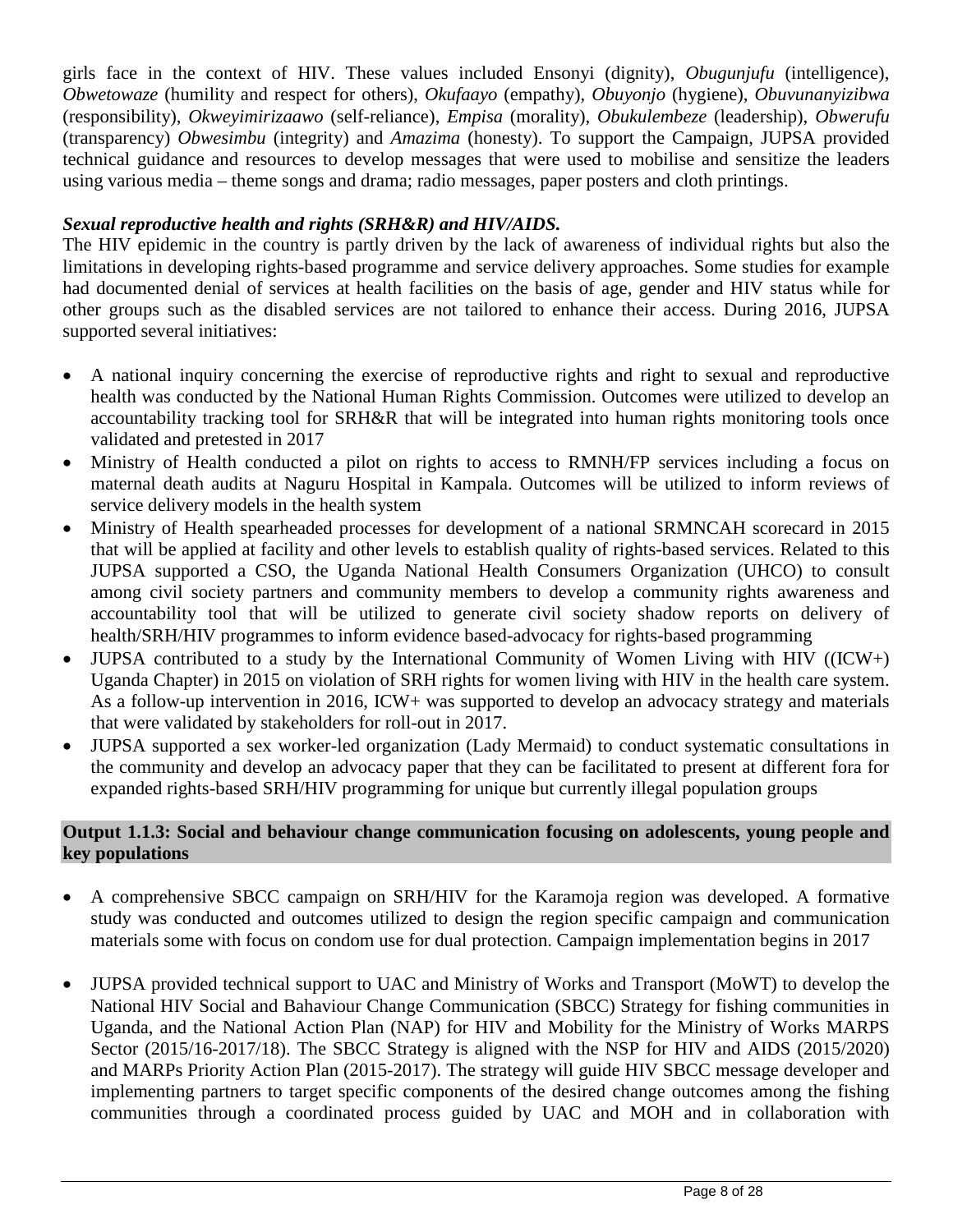girls face in the context of HIV. These values included Ensonyi (dignity), *Obugunjufu* (intelligence), *Obwetowaze* (humility and respect for others), *Okufaayo* (empathy), *Obuyonjo* (hygiene), *Obuvunanyizibwa* (responsibility), *Okweyimirizaawo* (self-reliance), *Empisa* (morality), *Obukulembeze* (leadership), *Obwerufu* (transparency) *Obwesimbu* (integrity) and *Amazima* (honesty). To support the Campaign, JUPSA provided technical guidance and resources to develop messages that were used to mobilise and sensitize the leaders using various media – theme songs and drama; radio messages, paper posters and cloth printings.

***Sexual reproductive health and rights (SRH&R) and HIV/AIDS.***

The HIV epidemic in the country is partly driven by the lack of awareness of individual rights but also the limitations in developing rights-based programme and service delivery approaches. Some studies for example had documented denial of services at health facilities on the basis of age, gender and HIV status while for other groups such as the disabled services are not tailored to enhance their access. During 2016, JUPSA supported several initiatives:

- A national inquiry concerning the exercise of reproductive rights and right to sexual and reproductive health was conducted by the National Human Rights Commission. Outcomes were utilized to develop an accountability tracking tool for SRH&R that will be integrated into human rights monitoring tools once validated and pretested in 2017
- Ministry of Health conducted a pilot on rights to access to RMNH/FP services including a focus on maternal death audits at Naguru Hospital in Kampala. Outcomes will be utilized to inform reviews of service delivery models in the health system
- Ministry of Health spearheaded processes for development of a national SRMNCAH scorecard in 2015 that will be applied at facility and other levels to establish quality of rights-based services. Related to this JUPSA supported a CSO, the Uganda National Health Consumers Organization (UHCO) to consult among civil society partners and community members to develop a community rights awareness and accountability tool that will be utilized to generate civil society shadow reports on delivery of health/SRH/HIV programmes to inform evidence based-advocacy for rights-based programming
- JUPSA contributed to a study by the International Community of Women Living with HIV ((ICW+) Uganda Chapter) in 2015 on violation of SRH rights for women living with HIV in the health care system. As a follow-up intervention in 2016, ICW+ was supported to develop an advocacy strategy and materials that were validated by stakeholders for roll-out in 2017.
- JUPSA supported a sex worker-led organization (Lady Mermaid) to conduct systematic consultations in the community and develop an advocacy paper that they can be facilitated to present at different fora for expanded rights-based SRH/HIV programming for unique but currently illegal population groups

**Output 1.1.3: Social and behaviour change communication focusing on adolescents, young people and key populations**

- A comprehensive SBCC campaign on SRH/HIV for the Karamoja region was developed. A formative study was conducted and outcomes utilized to design the region specific campaign and communication materials some with focus on condom use for dual protection. Campaign implementation begins in 2017
- JUPSA provided technical support to UAC and Ministry of Works and Transport (MoWT) to develop the National HIV Social and Bahaviour Change Communication (SBCC) Strategy for fishing communities in Uganda, and the National Action Plan (NAP) for HIV and Mobility for the Ministry of Works MARPS Sector (2015/16-2017/18). The SBCC Strategy is aligned with the NSP for HIV and AIDS (2015/2020) and MARPs Priority Action Plan (2015-2017). The strategy will guide HIV SBCC message developer and implementing partners to target specific components of the desired change outcomes among the fishing communities through a coordinated process guided by UAC and MOH and in collaboration with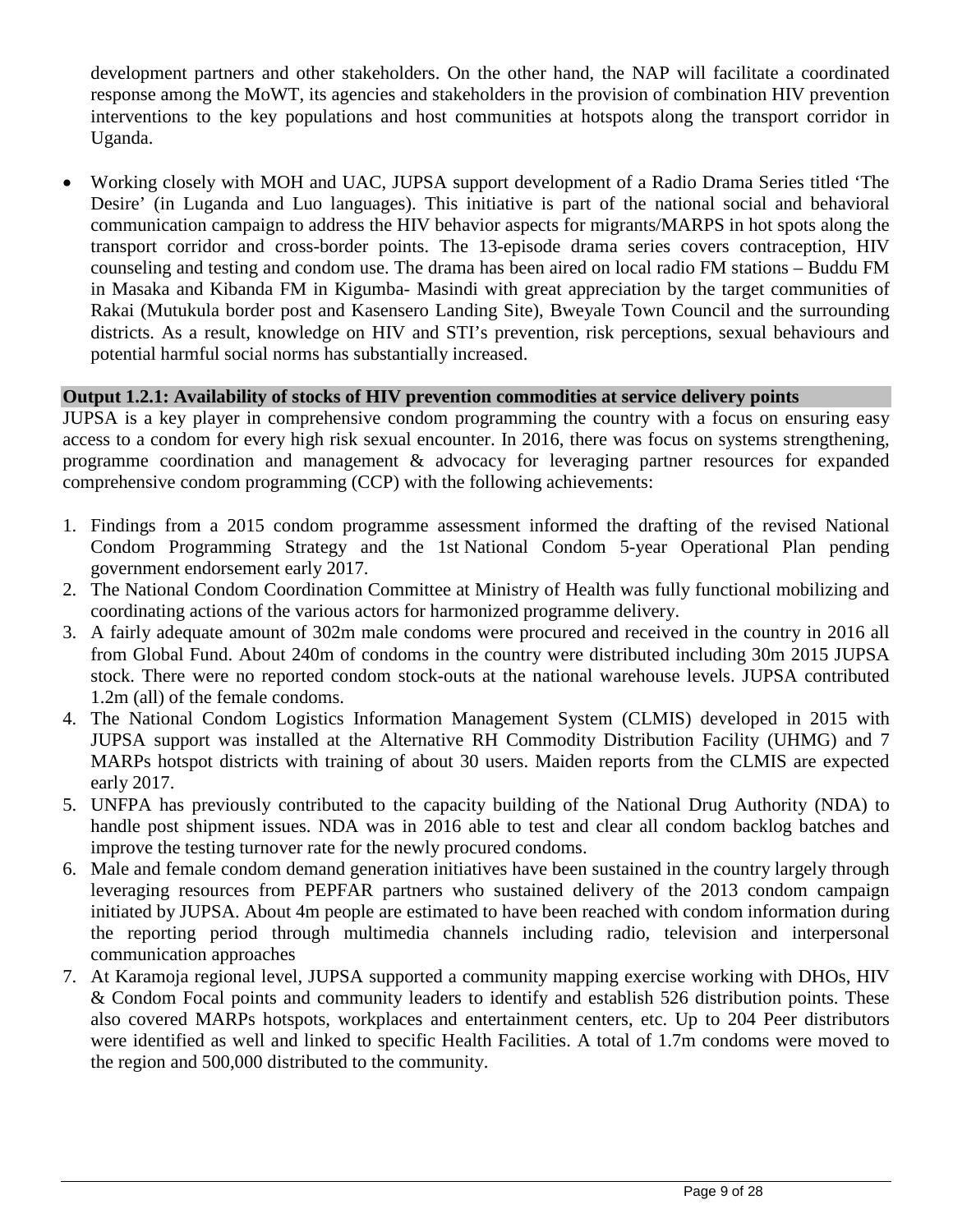development partners and other stakeholders. On the other hand, the NAP will facilitate a coordinated response among the MoWT, its agencies and stakeholders in the provision of combination HIV prevention interventions to the key populations and host communities at hotspots along the transport corridor in Uganda.

- Working closely with MOH and UAC, JUPSA support development of a Radio Drama Series titled 'The Desire' (in Luganda and Luo languages). This initiative is part of the national social and behavioral communication campaign to address the HIV behavior aspects for migrants/MARPS in hot spots along the transport corridor and cross-border points. The 13-episode drama series covers contraception, HIV counseling and testing and condom use. The drama has been aired on local radio FM stations – Buddu FM in Masaka and Kibanda FM in Kigumba- Masindi with great appreciation by the target communities of Rakai (Mutukula border post and Kasensero Landing Site), Bweyale Town Council and the surrounding districts. As a result, knowledge on HIV and STI's prevention, risk perceptions, sexual behaviours and potential harmful social norms has substantially increased.

**Output 1.2.1: Availability of stocks of HIV prevention commodities at service delivery points**

JUPSA is a key player in comprehensive condom programming the country with a focus on ensuring easy access to a condom for every high risk sexual encounter. In 2016, there was focus on systems strengthening, programme coordination and management & advocacy for leveraging partner resources for expanded comprehensive condom programming (CCP) with the following achievements:

1. Findings from a 2015 condom programme assessment informed the drafting of the revised National Condom Programming Strategy and the 1st National Condom 5-year Operational Plan pending government endorsement early 2017.
2. The National Condom Coordination Committee at Ministry of Health was fully functional mobilizing and coordinating actions of the various actors for harmonized programme delivery.
3. A fairly adequate amount of 302m male condoms were procured and received in the country in 2016 all from Global Fund. About 240m of condoms in the country were distributed including 30m 2015 JUPSA stock. There were no reported condom stock-outs at the national warehouse levels. JUPSA contributed 1.2m (all) of the female condoms.
4. The National Condom Logistics Information Management System (CLMIS) developed in 2015 with JUPSA support was installed at the Alternative RH Commodity Distribution Facility (UHMG) and 7 MARPs hotspot districts with training of about 30 users. Maiden reports from the CLMIS are expected early 2017.
5. UNFPA has previously contributed to the capacity building of the National Drug Authority (NDA) to handle post shipment issues. NDA was in 2016 able to test and clear all condom backlog batches and improve the testing turnover rate for the newly procured condoms.
6. Male and female condom demand generation initiatives have been sustained in the country largely through leveraging resources from PEPFAR partners who sustained delivery of the 2013 condom campaign initiated by JUPSA. About 4m people are estimated to have been reached with condom information during the reporting period through multimedia channels including radio, television and interpersonal communication approaches
7. At Karamoja regional level, JUPSA supported a community mapping exercise working with DHOs, HIV & Condom Focal points and community leaders to identify and establish 526 distribution points. These also covered MARPs hotspots, workplaces and entertainment centers, etc. Up to 204 Peer distributors were identified as well and linked to specific Health Facilities. A total of 1.7m condoms were moved to the region and 500,000 distributed to the community.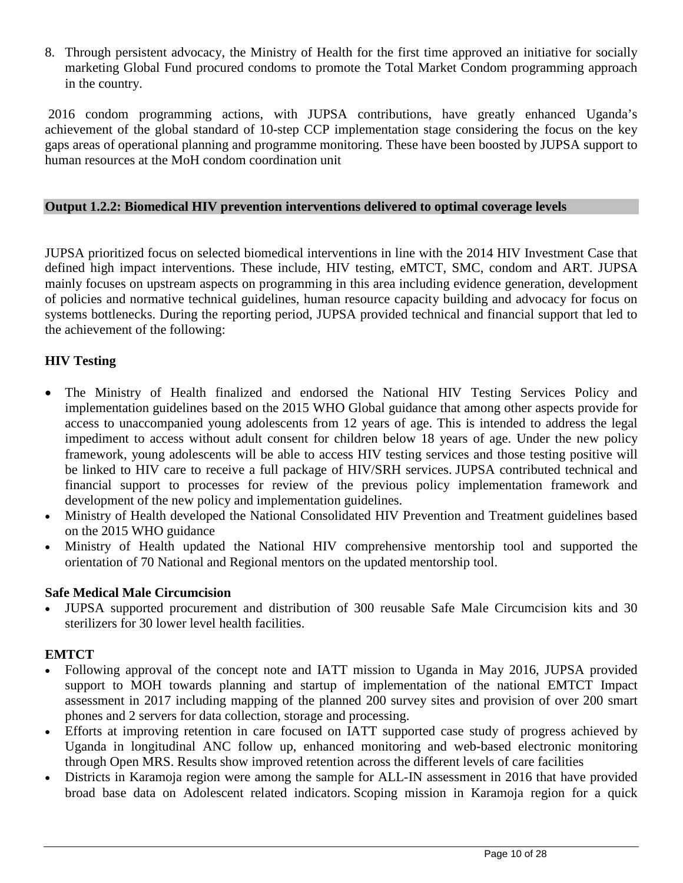8. Through persistent advocacy, the Ministry of Health for the first time approved an initiative for socially marketing Global Fund procured condoms to promote the Total Market Condom programming approach in the country.

2016 condom programming actions, with JUPSA contributions, have greatly enhanced Uganda's achievement of the global standard of 10-step CCP implementation stage considering the focus on the key gaps areas of operational planning and programme monitoring. These have been boosted by JUPSA support to human resources at the MoH condom coordination unit

### Output 1.2.2: Biomedical HIV prevention interventions delivered to optimal coverage levels

JUPSA prioritized focus on selected biomedical interventions in line with the 2014 HIV Investment Case that defined high impact interventions. These include, HIV testing, eMTCT, SMC, condom and ART. JUPSA mainly focuses on upstream aspects on programming in this area including evidence generation, development of policies and normative technical guidelines, human resource capacity building and advocacy for focus on systems bottlenecks. During the reporting period, JUPSA provided technical and financial support that led to the achievement of the following:

**HIV Testing**

- The Ministry of Health finalized and endorsed the National HIV Testing Services Policy and implementation guidelines based on the 2015 WHO Global guidance that among other aspects provide for access to unaccompanied young adolescents from 12 years of age. This is intended to address the legal impediment to access without adult consent for children below 18 years of age. Under the new policy framework, young adolescents will be able to access HIV testing services and those testing positive will be linked to HIV care to receive a full package of HIV/SRH services. JUPSA contributed technical and financial support to processes for review of the previous policy implementation framework and development of the new policy and implementation guidelines.
- Ministry of Health developed the National Consolidated HIV Prevention and Treatment guidelines based on the 2015 WHO guidance
- Ministry of Health updated the National HIV comprehensive mentorship tool and supported the orientation of 70 National and Regional mentors on the updated mentorship tool.

**Safe Medical Male Circumcision**

- JUPSA supported procurement and distribution of 300 reusable Safe Male Circumcision kits and 30 sterilizers for 30 lower level health facilities.

**EMTCT**

- Following approval of the concept note and IATT mission to Uganda in May 2016, JUPSA provided support to MOH towards planning and startup of implementation of the national EMTCT Impact assessment in 2017 including mapping of the planned 200 survey sites and provision of over 200 smart phones and 2 servers for data collection, storage and processing.
- Efforts at improving retention in care focused on IATT supported case study of progress achieved by Uganda in longitudinal ANC follow up, enhanced monitoring and web-based electronic monitoring through Open MRS. Results show improved retention across the different levels of care facilities
- Districts in Karamoja region were among the sample for ALL-IN assessment in 2016 that have provided broad base data on Adolescent related indicators. Scoping mission in Karamoja region for a quick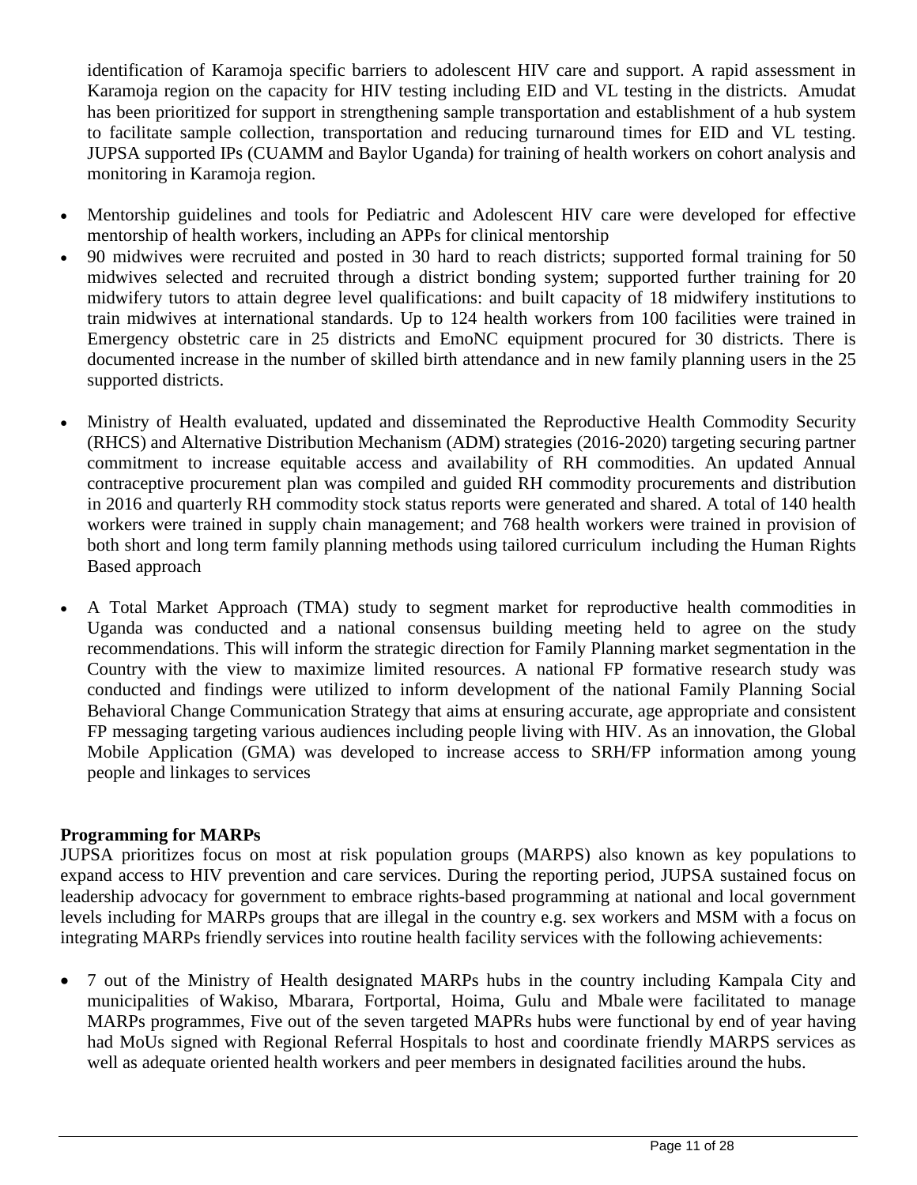identification of Karamoja specific barriers to adolescent HIV care and support. A rapid assessment in Karamoja region on the capacity for HIV testing including EID and VL testing in the districts. Amudat has been prioritized for support in strengthening sample transportation and establishment of a hub system to facilitate sample collection, transportation and reducing turnaround times for EID and VL testing. JUPSA supported IPs (CUAMM and Baylor Uganda) for training of health workers on cohort analysis and monitoring in Karamoja region.

- Mentorship guidelines and tools for Pediatric and Adolescent HIV care were developed for effective mentorship of health workers, including an APPs for clinical mentorship
- 90 midwives were recruited and posted in 30 hard to reach districts; supported formal training for 50 midwives selected and recruited through a district bonding system; supported further training for 20 midwifery tutors to attain degree level qualifications: and built capacity of 18 midwifery institutions to train midwives at international standards. Up to 124 health workers from 100 facilities were trained in Emergency obstetric care in 25 districts and EmoNC equipment procured for 30 districts. There is documented increase in the number of skilled birth attendance and in new family planning users in the 25 supported districts.
- Ministry of Health evaluated, updated and disseminated the Reproductive Health Commodity Security (RHCS) and Alternative Distribution Mechanism (ADM) strategies (2016-2020) targeting securing partner commitment to increase equitable access and availability of RH commodities. An updated Annual contraceptive procurement plan was compiled and guided RH commodity procurements and distribution in 2016 and quarterly RH commodity stock status reports were generated and shared. A total of 140 health workers were trained in supply chain management; and 768 health workers were trained in provision of both short and long term family planning methods using tailored curriculum including the Human Rights Based approach
- A Total Market Approach (TMA) study to segment market for reproductive health commodities in Uganda was conducted and a national consensus building meeting held to agree on the study recommendations. This will inform the strategic direction for Family Planning market segmentation in the Country with the view to maximize limited resources. A national FP formative research study was conducted and findings were utilized to inform development of the national Family Planning Social Behavioral Change Communication Strategy that aims at ensuring accurate, age appropriate and consistent FP messaging targeting various audiences including people living with HIV. As an innovation, the Global Mobile Application (GMA) was developed to increase access to SRH/FP information among young people and linkages to services

**Programming for MARPs**

JUPSA prioritizes focus on most at risk population groups (MARPS) also known as key populations to expand access to HIV prevention and care services. During the reporting period, JUPSA sustained focus on leadership advocacy for government to embrace rights-based programming at national and local government levels including for MARPs groups that are illegal in the country e.g. sex workers and MSM with a focus on integrating MARPs friendly services into routine health facility services with the following achievements:

- 7 out of the Ministry of Health designated MARPs hubs in the country including Kampala City and municipalities of Wakiso, Mbarara, Fortportal, Hoima, Gulu and Mbale were facilitated to manage MARPs programmes, Five out of the seven targeted MAPRs hubs were functional by end of year having had MoUs signed with Regional Referral Hospitals to host and coordinate friendly MARPS services as well as adequate oriented health workers and peer members in designated facilities around the hubs.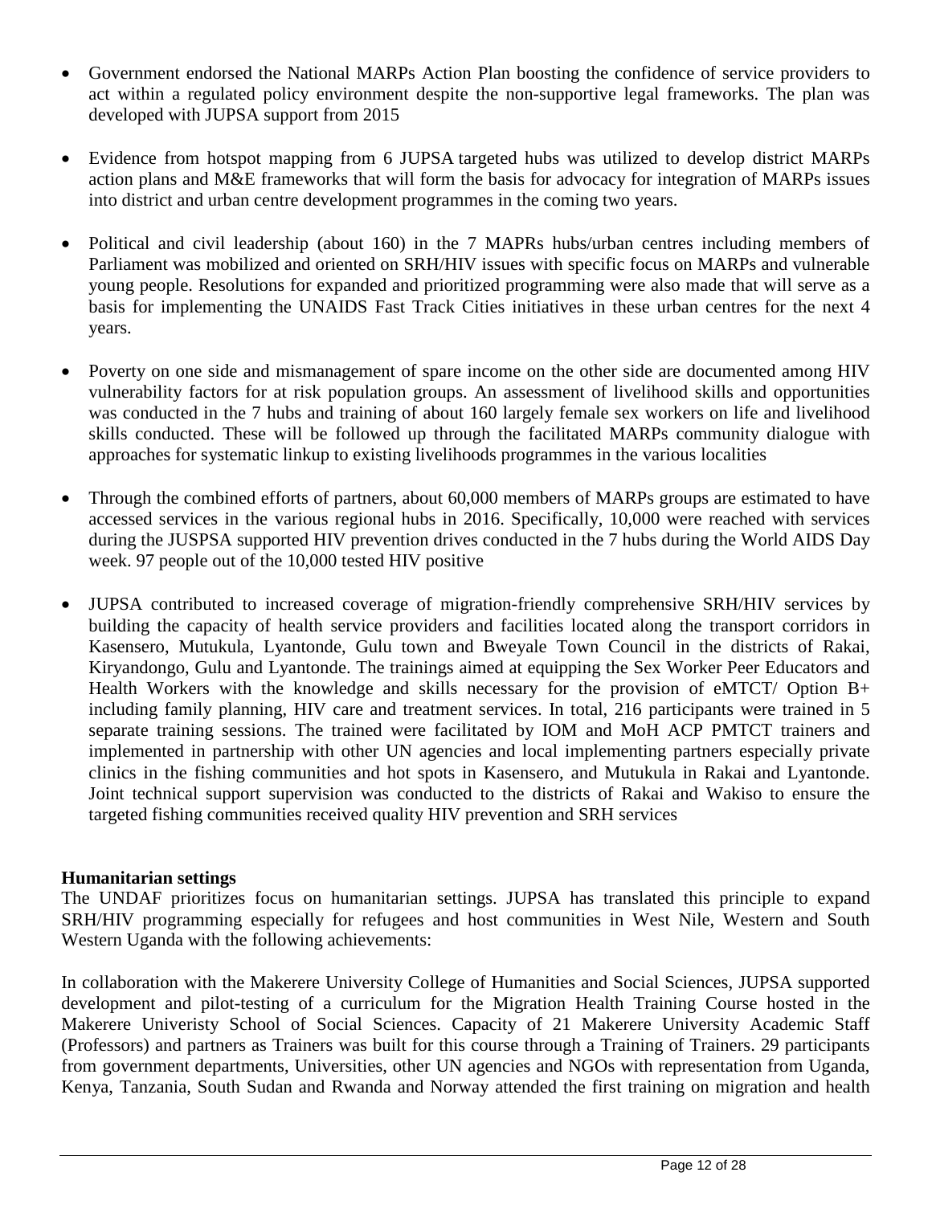- Government endorsed the National MARPs Action Plan boosting the confidence of service providers to act within a regulated policy environment despite the non-supportive legal frameworks. The plan was developed with JUPSA support from 2015

- Evidence from hotspot mapping from 6 JUPSA targeted hubs was utilized to develop district MARPs action plans and M&E frameworks that will form the basis for advocacy for integration of MARPs issues into district and urban centre development programmes in the coming two years.

- Political and civil leadership (about 160) in the 7 MAPRs hubs/urban centres including members of Parliament was mobilized and oriented on SRH/HIV issues with specific focus on MARPs and vulnerable young people. Resolutions for expanded and prioritized programming were also made that will serve as a basis for implementing the UNAIDS Fast Track Cities initiatives in these urban centres for the next 4 years.

- Poverty on one side and mismanagement of spare income on the other side are documented among HIV vulnerability factors for at risk population groups. An assessment of livelihood skills and opportunities was conducted in the 7 hubs and training of about 160 largely female sex workers on life and livelihood skills conducted. These will be followed up through the facilitated MARPs community dialogue with approaches for systematic linkup to existing livelihoods programmes in the various localities

- Through the combined efforts of partners, about 60,000 members of MARPs groups are estimated to have accessed services in the various regional hubs in 2016. Specifically, 10,000 were reached with services during the JUSPSA supported HIV prevention drives conducted in the 7 hubs during the World AIDS Day week. 97 people out of the 10,000 tested HIV positive

- JUPSA contributed to increased coverage of migration-friendly comprehensive SRH/HIV services by building the capacity of health service providers and facilities located along the transport corridors in Kasensero, Mutukula, Lyantonde, Gulu town and Bweyale Town Council in the districts of Rakai, Kiryandongo, Gulu and Lyantonde. The trainings aimed at equipping the Sex Worker Peer Educators and Health Workers with the knowledge and skills necessary for the provision of eMTCT/ Option B+ including family planning, HIV care and treatment services. In total, 216 participants were trained in 5 separate training sessions. The trained were facilitated by IOM and MoH ACP PMTCT trainers and implemented in partnership with other UN agencies and local implementing partners especially private clinics in the fishing communities and hot spots in Kasensero, and Mutukula in Rakai and Lyantonde. Joint technical support supervision was conducted to the districts of Rakai and Wakiso to ensure the targeted fishing communities received quality HIV prevention and SRH services

**Humanitarian settings**

The UNDAF prioritizes focus on humanitarian settings. JUPSA has translated this principle to expand SRH/HIV programming especially for refugees and host communities in West Nile, Western and South Western Uganda with the following achievements:

In collaboration with the Makerere University College of Humanities and Social Sciences, JUPSA supported development and pilot-testing of a curriculum for the Migration Health Training Course hosted in the Makerere Univeristy School of Social Sciences. Capacity of 21 Makerere University Academic Staff (Professors) and partners as Trainers was built for this course through a Training of Trainers. 29 participants from government departments, Universities, other UN agencies and NGOs with representation from Uganda, Kenya, Tanzania, South Sudan and Rwanda and Norway attended the first training on migration and health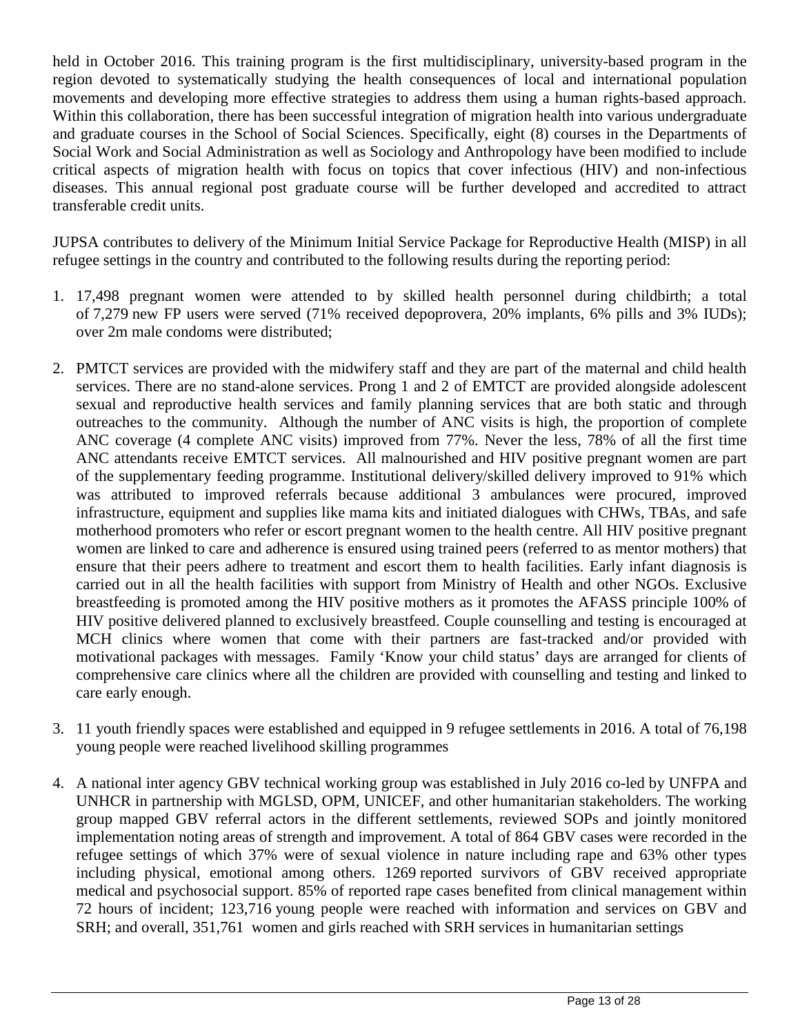held in October 2016. This training program is the first multidisciplinary, university-based program in the region devoted to systematically studying the health consequences of local and international population movements and developing more effective strategies to address them using a human rights-based approach. Within this collaboration, there has been successful integration of migration health into various undergraduate and graduate courses in the School of Social Sciences. Specifically, eight (8) courses in the Departments of Social Work and Social Administration as well as Sociology and Anthropology have been modified to include critical aspects of migration health with focus on topics that cover infectious (HIV) and non-infectious diseases. This annual regional post graduate course will be further developed and accredited to attract transferable credit units.

JUPSA contributes to delivery of the Minimum Initial Service Package for Reproductive Health (MISP) in all refugee settings in the country and contributed to the following results during the reporting period:

1. 17,498 pregnant women were attended to by skilled health personnel during childbirth; a total of 7,279 new FP users were served (71% received depoprovera, 20% implants, 6% pills and 3% IUDs); over 2m male condoms were distributed;

2. PMTCT services are provided with the midwifery staff and they are part of the maternal and child health services. There are no stand-alone services. Prong 1 and 2 of EMTCT are provided alongside adolescent sexual and reproductive health services and family planning services that are both static and through outreaches to the community. Although the number of ANC visits is high, the proportion of complete ANC coverage (4 complete ANC visits) improved from 77%. Never the less, 78% of all the first time ANC attendants receive EMTCT services. All malnourished and HIV positive pregnant women are part of the supplementary feeding programme. Institutional delivery/skilled delivery improved to 91% which was attributed to improved referrals because additional 3 ambulances were procured, improved infrastructure, equipment and supplies like mama kits and initiated dialogues with CHWs, TBAs, and safe motherhood promoters who refer or escort pregnant women to the health centre. All HIV positive pregnant women are linked to care and adherence is ensured using trained peers (referred to as mentor mothers) that ensure that their peers adhere to treatment and escort them to health facilities. Early infant diagnosis is carried out in all the health facilities with support from Ministry of Health and other NGOs. Exclusive breastfeeding is promoted among the HIV positive mothers as it promotes the AFASS principle 100% of HIV positive delivered planned to exclusively breastfeed. Couple counselling and testing is encouraged at MCH clinics where women that come with their partners are fast-tracked and/or provided with motivational packages with messages. Family 'Know your child status' days are arranged for clients of comprehensive care clinics where all the children are provided with counselling and testing and linked to care early enough.

3. 11 youth friendly spaces were established and equipped in 9 refugee settlements in 2016. A total of 76,198 young people were reached livelihood skilling programmes

4. A national inter agency GBV technical working group was established in July 2016 co-led by UNFPA and UNHCR in partnership with MGLSD, OPM, UNICEF, and other humanitarian stakeholders. The working group mapped GBV referral actors in the different settlements, reviewed SOPs and jointly monitored implementation noting areas of strength and improvement. A total of 864 GBV cases were recorded in the refugee settings of which 37% were of sexual violence in nature including rape and 63% other types including physical, emotional among others. 1269 reported survivors of GBV received appropriate medical and psychosocial support. 85% of reported rape cases benefited from clinical management within 72 hours of incident; 123,716 young people were reached with information and services on GBV and SRH; and overall, 351,761 women and girls reached with SRH services in humanitarian settings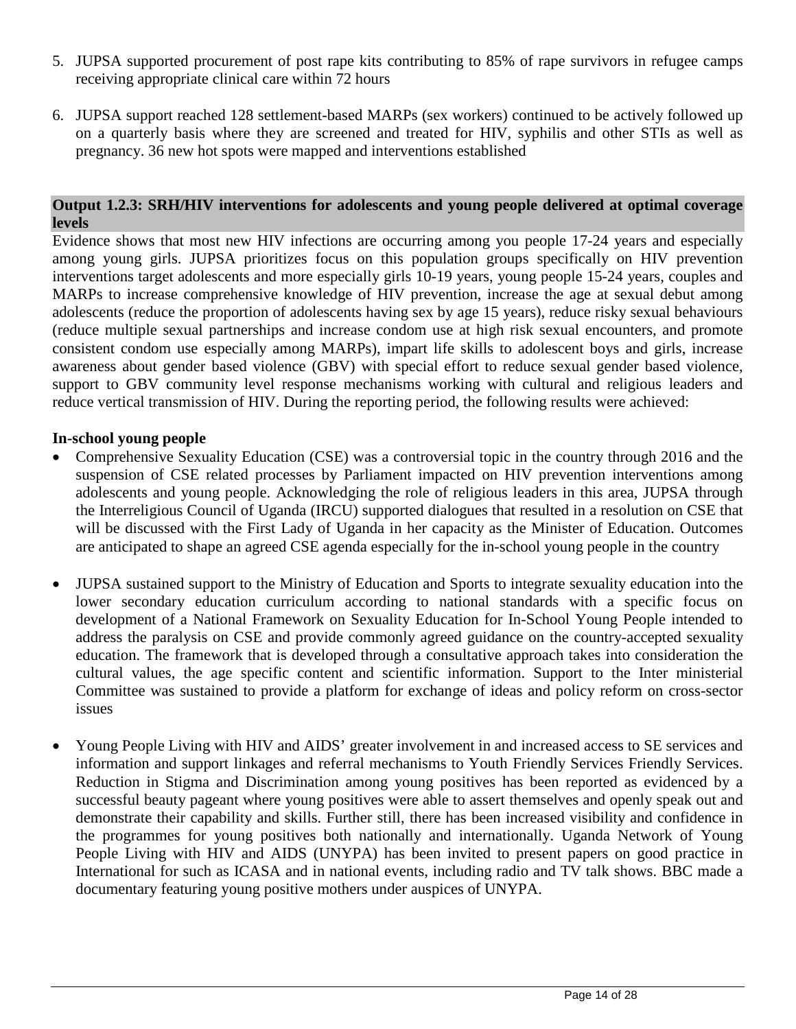5. JUPSA supported procurement of post rape kits contributing to 85% of rape survivors in refugee camps receiving appropriate clinical care within 72 hours

6. JUPSA support reached 128 settlement-based MARPs (sex workers) continued to be actively followed up on a quarterly basis where they are screened and treated for HIV, syphilis and other STIs as well as pregnancy. 36 new hot spots were mapped and interventions established

### Output 1.2.3: SRH/HIV interventions for adolescents and young people delivered at optimal coverage levels

Evidence shows that most new HIV infections are occurring among you people 17-24 years and especially among young girls. JUPSA prioritizes focus on this population groups specifically on HIV prevention interventions target adolescents and more especially girls 10-19 years, young people 15-24 years, couples and MARPs to increase comprehensive knowledge of HIV prevention, increase the age at sexual debut among adolescents (reduce the proportion of adolescents having sex by age 15 years), reduce risky sexual behaviours (reduce multiple sexual partnerships and increase condom use at high risk sexual encounters, and promote consistent condom use especially among MARPs), impart life skills to adolescent boys and girls, increase awareness about gender based violence (GBV) with special effort to reduce sexual gender based violence, support to GBV community level response mechanisms working with cultural and religious leaders and reduce vertical transmission of HIV. During the reporting period, the following results were achieved:

**In-school young people**

- Comprehensive Sexuality Education (CSE) was a controversial topic in the country through 2016 and the suspension of CSE related processes by Parliament impacted on HIV prevention interventions among adolescents and young people. Acknowledging the role of religious leaders in this area, JUPSA through the Interreligious Council of Uganda (IRCU) supported dialogues that resulted in a resolution on CSE that will be discussed with the First Lady of Uganda in her capacity as the Minister of Education. Outcomes are anticipated to shape an agreed CSE agenda especially for the in-school young people in the country

- JUPSA sustained support to the Ministry of Education and Sports to integrate sexuality education into the lower secondary education curriculum according to national standards with a specific focus on development of a National Framework on Sexuality Education for In-School Young People intended to address the paralysis on CSE and provide commonly agreed guidance on the country-accepted sexuality education. The framework that is developed through a consultative approach takes into consideration the cultural values, the age specific content and scientific information. Support to the Inter ministerial Committee was sustained to provide a platform for exchange of ideas and policy reform on cross-sector issues

- Young People Living with HIV and AIDS' greater involvement in and increased access to SE services and information and support linkages and referral mechanisms to Youth Friendly Services Friendly Services. Reduction in Stigma and Discrimination among young positives has been reported as evidenced by a successful beauty pageant where young positives were able to assert themselves and openly speak out and demonstrate their capability and skills. Further still, there has been increased visibility and confidence in the programmes for young positives both nationally and internationally. Uganda Network of Young People Living with HIV and AIDS (UNYPA) has been invited to present papers on good practice in International for such as ICASA and in national events, including radio and TV talk shows. BBC made a documentary featuring young positive mothers under auspices of UNYPA.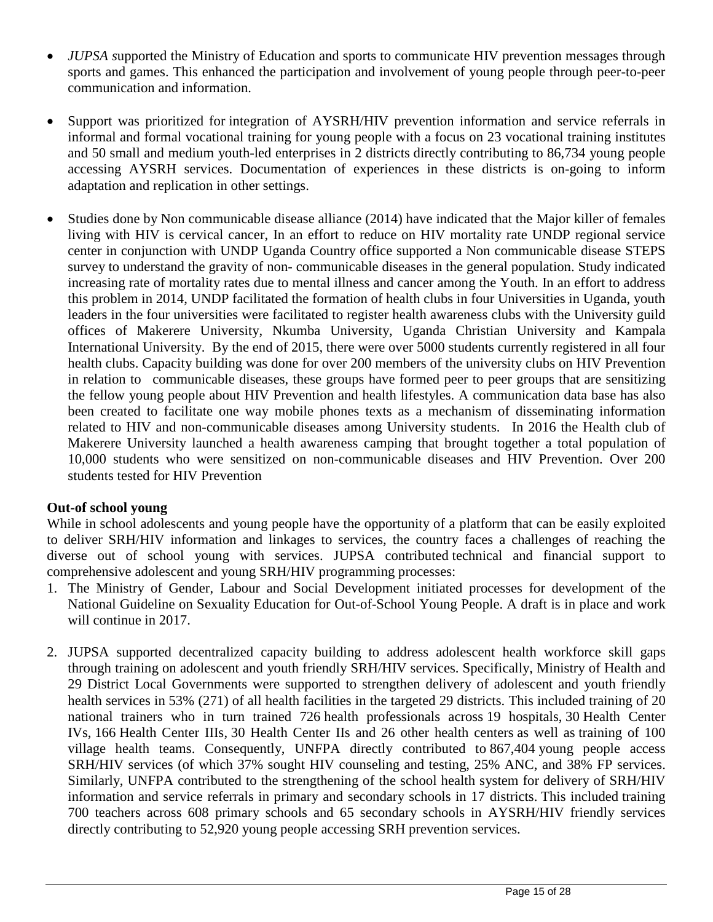- *JUPSA s*upported the Ministry of Education and sports to communicate HIV prevention messages through sports and games. This enhanced the participation and involvement of young people through peer-to-peer communication and information.

- Support was prioritized for integration of AYSRH/HIV prevention information and service referrals in informal and formal vocational training for young people with a focus on 23 vocational training institutes and 50 small and medium youth-led enterprises in 2 districts directly contributing to 86,734 young people accessing AYSRH services. Documentation of experiences in these districts is on-going to inform adaptation and replication in other settings.

- Studies done by Non communicable disease alliance (2014) have indicated that the Major killer of females living with HIV is cervical cancer, In an effort to reduce on HIV mortality rate UNDP regional service center in conjunction with UNDP Uganda Country office supported a Non communicable disease STEPS survey to understand the gravity of non- communicable diseases in the general population. Study indicated increasing rate of mortality rates due to mental illness and cancer among the Youth. In an effort to address this problem in 2014, UNDP facilitated the formation of health clubs in four Universities in Uganda, youth leaders in the four universities were facilitated to register health awareness clubs with the University guild offices of Makerere University, Nkumba University, Uganda Christian University and Kampala International University. By the end of 2015, there were over 5000 students currently registered in all four health clubs. Capacity building was done for over 200 members of the university clubs on HIV Prevention in relation to communicable diseases, these groups have formed peer to peer groups that are sensitizing the fellow young people about HIV Prevention and health lifestyles. A communication data base has also been created to facilitate one way mobile phones texts as a mechanism of disseminating information related to HIV and non-communicable diseases among University students. In 2016 the Health club of Makerere University launched a health awareness camping that brought together a total population of 10,000 students who were sensitized on non-communicable diseases and HIV Prevention. Over 200 students tested for HIV Prevention

**Out-of school young**

While in school adolescents and young people have the opportunity of a platform that can be easily exploited to deliver SRH/HIV information and linkages to services, the country faces a challenges of reaching the diverse out of school young with services. JUPSA contributed technical and financial support to comprehensive adolescent and young SRH/HIV programming processes:

1. The Ministry of Gender, Labour and Social Development initiated processes for development of the National Guideline on Sexuality Education for Out-of-School Young People. A draft is in place and work will continue in 2017.

2. JUPSA supported decentralized capacity building to address adolescent health workforce skill gaps through training on adolescent and youth friendly SRH/HIV services. Specifically, Ministry of Health and 29 District Local Governments were supported to strengthen delivery of adolescent and youth friendly health services in 53% (271) of all health facilities in the targeted 29 districts. This included training of 20 national trainers who in turn trained 726 health professionals across 19 hospitals, 30 Health Center IVs, 166 Health Center IIIs, 30 Health Center IIs and 26 other health centers as well as training of 100 village health teams. Consequently, UNFPA directly contributed to 867,404 young people access SRH/HIV services (of which 37% sought HIV counseling and testing, 25% ANC, and 38% FP services. Similarly, UNFPA contributed to the strengthening of the school health system for delivery of SRH/HIV information and service referrals in primary and secondary schools in 17 districts. This included training 700 teachers across 608 primary schools and 65 secondary schools in AYSRH/HIV friendly services directly contributing to 52,920 young people accessing SRH prevention services.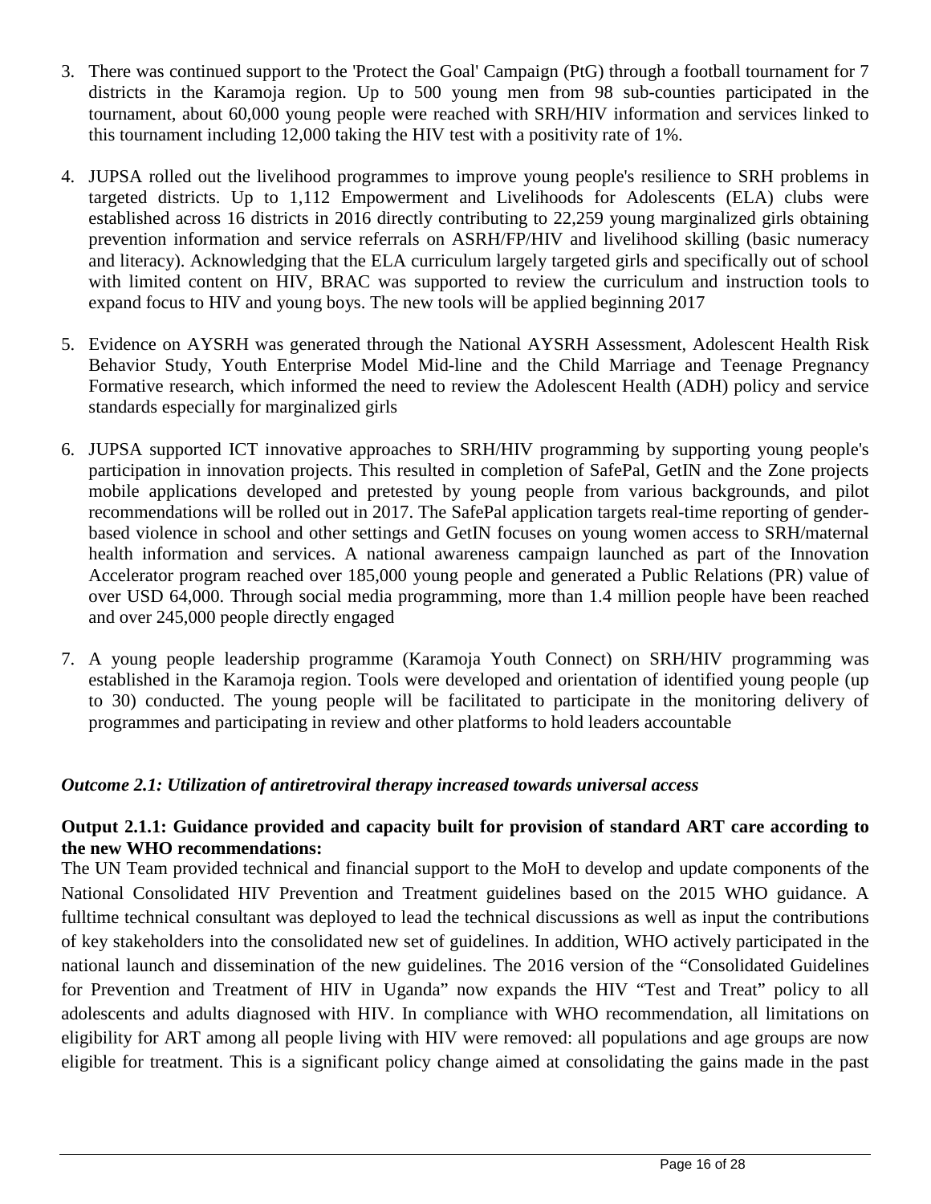3. There was continued support to the 'Protect the Goal' Campaign (PtG) through a football tournament for 7 districts in the Karamoja region. Up to 500 young men from 98 sub-counties participated in the tournament, about 60,000 young people were reached with SRH/HIV information and services linked to this tournament including 12,000 taking the HIV test with a positivity rate of 1%.

4. JUPSA rolled out the livelihood programmes to improve young people's resilience to SRH problems in targeted districts. Up to 1,112 Empowerment and Livelihoods for Adolescents (ELA) clubs were established across 16 districts in 2016 directly contributing to 22,259 young marginalized girls obtaining prevention information and service referrals on ASRH/FP/HIV and livelihood skilling (basic numeracy and literacy). Acknowledging that the ELA curriculum largely targeted girls and specifically out of school with limited content on HIV, BRAC was supported to review the curriculum and instruction tools to expand focus to HIV and young boys. The new tools will be applied beginning 2017

5. Evidence on AYSRH was generated through the National AYSRH Assessment, Adolescent Health Risk Behavior Study, Youth Enterprise Model Mid-line and the Child Marriage and Teenage Pregnancy Formative research, which informed the need to review the Adolescent Health (ADH) policy and service standards especially for marginalized girls

6. JUPSA supported ICT innovative approaches to SRH/HIV programming by supporting young people's participation in innovation projects. This resulted in completion of SafePal, GetIN and the Zone projects mobile applications developed and pretested by young people from various backgrounds, and pilot recommendations will be rolled out in 2017. The SafePal application targets real-time reporting of gender-based violence in school and other settings and GetIN focuses on young women access to SRH/maternal health information and services. A national awareness campaign launched as part of the Innovation Accelerator program reached over 185,000 young people and generated a Public Relations (PR) value of over USD 64,000. Through social media programming, more than 1.4 million people have been reached and over 245,000 people directly engaged

7. A young people leadership programme (Karamoja Youth Connect) on SRH/HIV programming was established in the Karamoja region. Tools were developed and orientation of identified young people (up to 30) conducted. The young people will be facilitated to participate in the monitoring delivery of programmes and participating in review and other platforms to hold leaders accountable

*Outcome 2.1: Utilization of antiretroviral therapy increased towards universal access*

**Output 2.1.1: Guidance provided and capacity built for provision of standard ART care according to the new WHO recommendations:**

The UN Team provided technical and financial support to the MoH to develop and update components of the National Consolidated HIV Prevention and Treatment guidelines based on the 2015 WHO guidance. A fulltime technical consultant was deployed to lead the technical discussions as well as input the contributions of key stakeholders into the consolidated new set of guidelines. In addition, WHO actively participated in the national launch and dissemination of the new guidelines. The 2016 version of the "Consolidated Guidelines for Prevention and Treatment of HIV in Uganda" now expands the HIV "Test and Treat" policy to all adolescents and adults diagnosed with HIV. In compliance with WHO recommendation, all limitations on eligibility for ART among all people living with HIV were removed: all populations and age groups are now eligible for treatment. This is a significant policy change aimed at consolidating the gains made in the past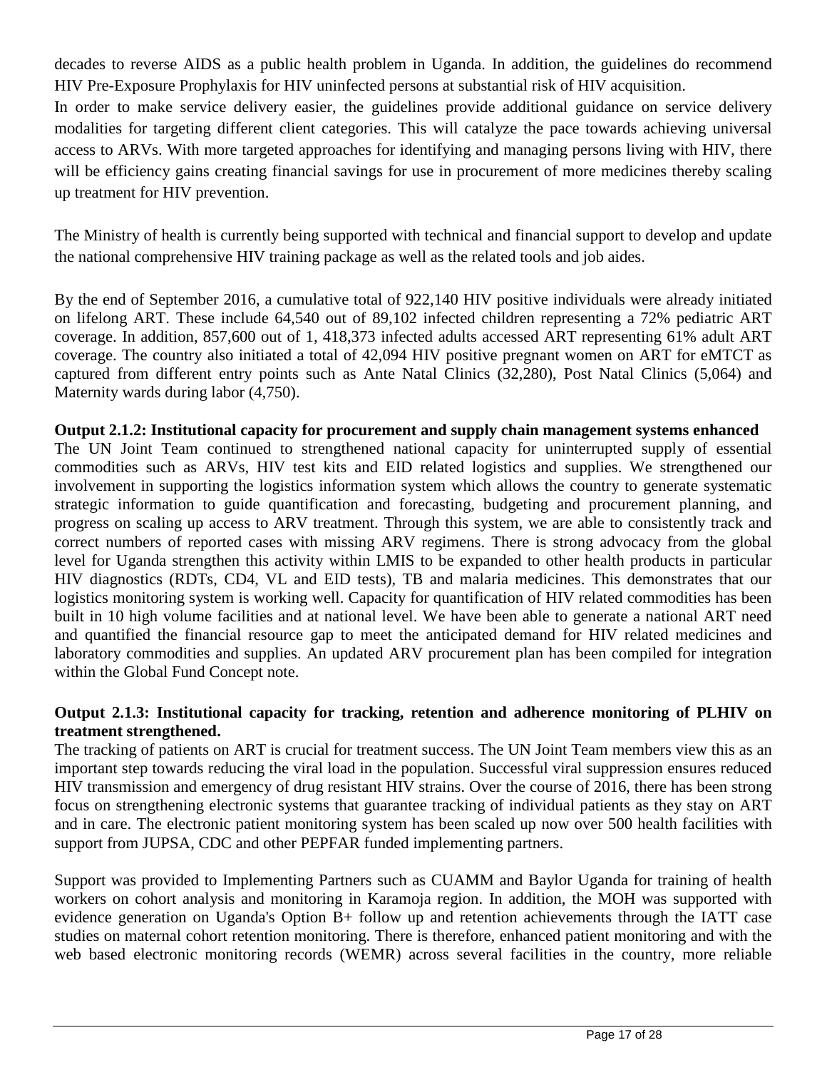decades to reverse AIDS as a public health problem in Uganda. In addition, the guidelines do recommend HIV Pre-Exposure Prophylaxis for HIV uninfected persons at substantial risk of HIV acquisition.

In order to make service delivery easier, the guidelines provide additional guidance on service delivery modalities for targeting different client categories. This will catalyze the pace towards achieving universal access to ARVs. With more targeted approaches for identifying and managing persons living with HIV, there will be efficiency gains creating financial savings for use in procurement of more medicines thereby scaling up treatment for HIV prevention.

The Ministry of health is currently being supported with technical and financial support to develop and update the national comprehensive HIV training package as well as the related tools and job aides.

By the end of September 2016, a cumulative total of 922,140 HIV positive individuals were already initiated on lifelong ART. These include 64,540 out of 89,102 infected children representing a 72% pediatric ART coverage. In addition, 857,600 out of 1, 418,373 infected adults accessed ART representing 61% adult ART coverage. The country also initiated a total of 42,094 HIV positive pregnant women on ART for eMTCT as captured from different entry points such as Ante Natal Clinics (32,280), Post Natal Clinics (5,064) and Maternity wards during labor (4,750).

**Output 2.1.2: Institutional capacity for procurement and supply chain management systems enhanced**

The UN Joint Team continued to strengthened national capacity for uninterrupted supply of essential commodities such as ARVs, HIV test kits and EID related logistics and supplies. We strengthened our involvement in supporting the logistics information system which allows the country to generate systematic strategic information to guide quantification and forecasting, budgeting and procurement planning, and progress on scaling up access to ARV treatment. Through this system, we are able to consistently track and correct numbers of reported cases with missing ARV regimens. There is strong advocacy from the global level for Uganda strengthen this activity within LMIS to be expanded to other health products in particular HIV diagnostics (RDTs, CD4, VL and EID tests), TB and malaria medicines. This demonstrates that our logistics monitoring system is working well. Capacity for quantification of HIV related commodities has been built in 10 high volume facilities and at national level. We have been able to generate a national ART need and quantified the financial resource gap to meet the anticipated demand for HIV related medicines and laboratory commodities and supplies. An updated ARV procurement plan has been compiled for integration within the Global Fund Concept note.

**Output 2.1.3: Institutional capacity for tracking, retention and adherence monitoring of PLHIV on treatment strengthened.**

The tracking of patients on ART is crucial for treatment success. The UN Joint Team members view this as an important step towards reducing the viral load in the population. Successful viral suppression ensures reduced HIV transmission and emergency of drug resistant HIV strains. Over the course of 2016, there has been strong focus on strengthening electronic systems that guarantee tracking of individual patients as they stay on ART and in care. The electronic patient monitoring system has been scaled up now over 500 health facilities with support from JUPSA, CDC and other PEPFAR funded implementing partners.

Support was provided to Implementing Partners such as CUAMM and Baylor Uganda for training of health workers on cohort analysis and monitoring in Karamoja region. In addition, the MOH was supported with evidence generation on Uganda's Option B+ follow up and retention achievements through the IATT case studies on maternal cohort retention monitoring. There is therefore, enhanced patient monitoring and with the web based electronic monitoring records (WEMR) across several facilities in the country, more reliable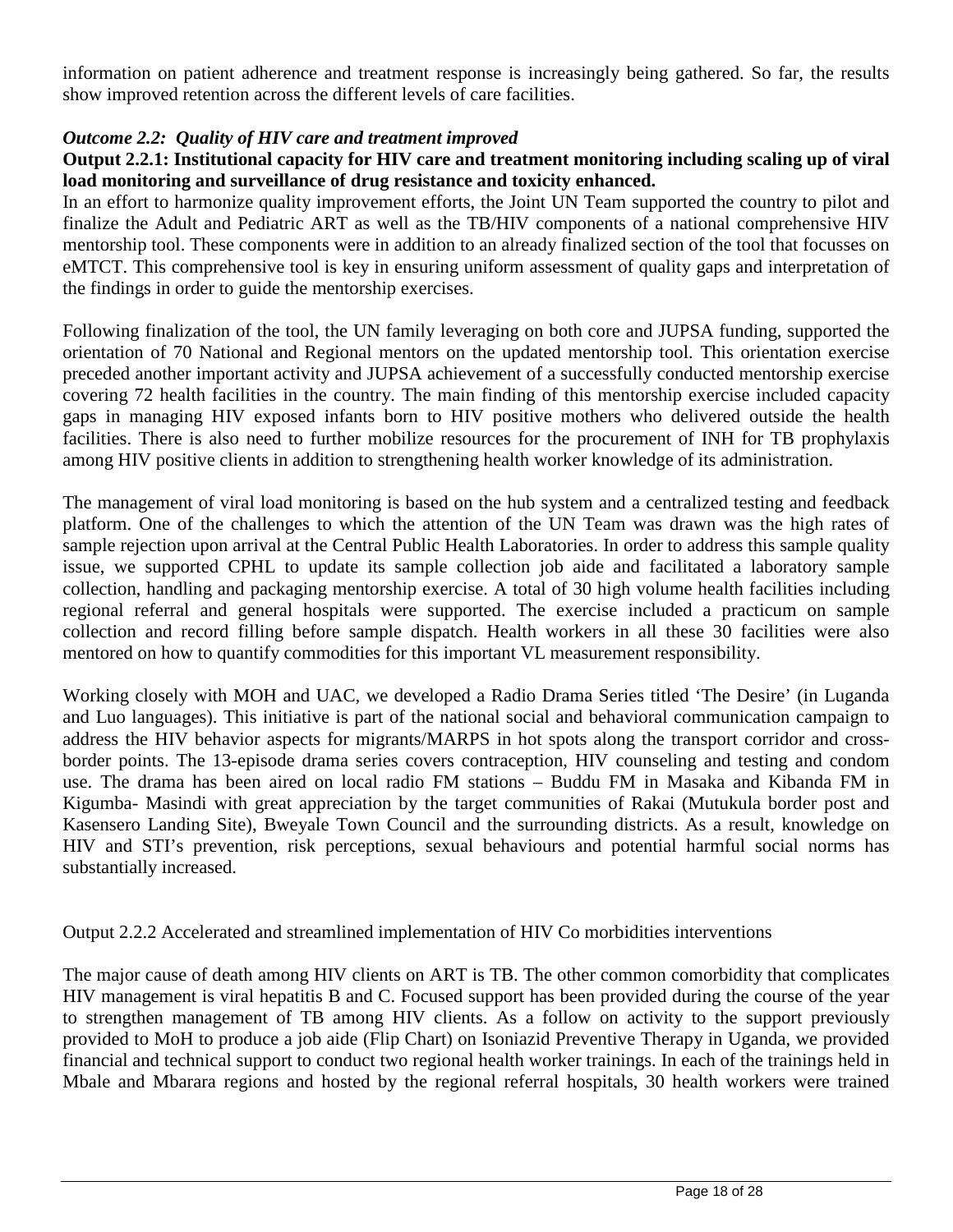information on patient adherence and treatment response is increasingly being gathered. So far, the results show improved retention across the different levels of care facilities.

***Outcome 2.2: Quality of HIV care and treatment improved***

**Output 2.2.1: Institutional capacity for HIV care and treatment monitoring including scaling up of viral load monitoring and surveillance of drug resistance and toxicity enhanced.**

In an effort to harmonize quality improvement efforts, the Joint UN Team supported the country to pilot and finalize the Adult and Pediatric ART as well as the TB/HIV components of a national comprehensive HIV mentorship tool. These components were in addition to an already finalized section of the tool that focusses on eMTCT. This comprehensive tool is key in ensuring uniform assessment of quality gaps and interpretation of the findings in order to guide the mentorship exercises.

Following finalization of the tool, the UN family leveraging on both core and JUPSA funding, supported the orientation of 70 National and Regional mentors on the updated mentorship tool. This orientation exercise preceded another important activity and JUPSA achievement of a successfully conducted mentorship exercise covering 72 health facilities in the country. The main finding of this mentorship exercise included capacity gaps in managing HIV exposed infants born to HIV positive mothers who delivered outside the health facilities. There is also need to further mobilize resources for the procurement of INH for TB prophylaxis among HIV positive clients in addition to strengthening health worker knowledge of its administration.

The management of viral load monitoring is based on the hub system and a centralized testing and feedback platform. One of the challenges to which the attention of the UN Team was drawn was the high rates of sample rejection upon arrival at the Central Public Health Laboratories. In order to address this sample quality issue, we supported CPHL to update its sample collection job aide and facilitated a laboratory sample collection, handling and packaging mentorship exercise. A total of 30 high volume health facilities including regional referral and general hospitals were supported. The exercise included a practicum on sample collection and record filling before sample dispatch. Health workers in all these 30 facilities were also mentored on how to quantify commodities for this important VL measurement responsibility.

Working closely with MOH and UAC, we developed a Radio Drama Series titled 'The Desire' (in Luganda and Luo languages). This initiative is part of the national social and behavioral communication campaign to address the HIV behavior aspects for migrants/MARPS in hot spots along the transport corridor and cross-border points. The 13-episode drama series covers contraception, HIV counseling and testing and condom use. The drama has been aired on local radio FM stations – Buddu FM in Masaka and Kibanda FM in Kigumba- Masindi with great appreciation by the target communities of Rakai (Mutukula border post and Kasensero Landing Site), Bweyale Town Council and the surrounding districts. As a result, knowledge on HIV and STI's prevention, risk perceptions, sexual behaviours and potential harmful social norms has substantially increased.

Output 2.2.2 Accelerated and streamlined implementation of HIV Co morbidities interventions

The major cause of death among HIV clients on ART is TB. The other common comorbidity that complicates HIV management is viral hepatitis B and C. Focused support has been provided during the course of the year to strengthen management of TB among HIV clients. As a follow on activity to the support previously provided to MoH to produce a job aide (Flip Chart) on Isoniazid Preventive Therapy in Uganda, we provided financial and technical support to conduct two regional health worker trainings. In each of the trainings held in Mbale and Mbarara regions and hosted by the regional referral hospitals, 30 health workers were trained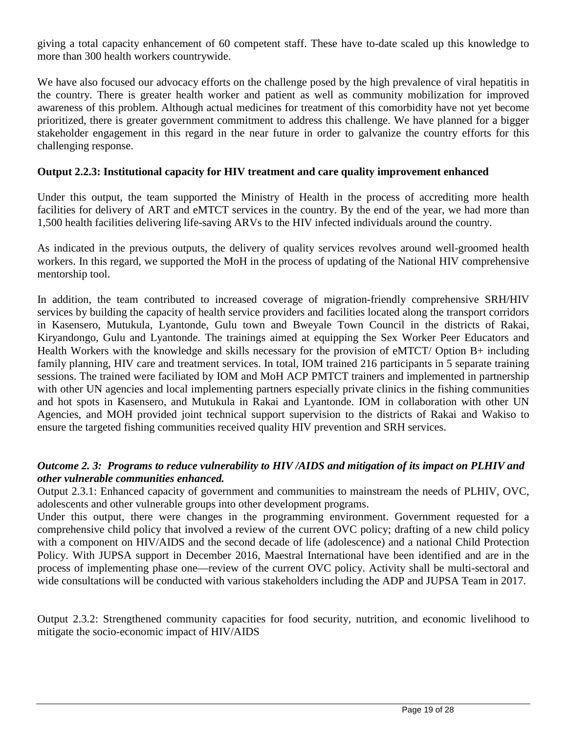giving a total capacity enhancement of 60 competent staff. These have to-date scaled up this knowledge to more than 300 health workers countrywide.

We have also focused our advocacy efforts on the challenge posed by the high prevalence of viral hepatitis in the country. There is greater health worker and patient as well as community mobilization for improved awareness of this problem. Although actual medicines for treatment of this comorbidity have not yet become prioritized, there is greater government commitment to address this challenge. We have planned for a bigger stakeholder engagement in this regard in the near future in order to galvanize the country efforts for this challenging response.

**Output 2.2.3: Institutional capacity for HIV treatment and care quality improvement enhanced**

Under this output, the team supported the Ministry of Health in the process of accrediting more health facilities for delivery of ART and eMTCT services in the country. By the end of the year, we had more than 1,500 health facilities delivering life-saving ARVs to the HIV infected individuals around the country.

As indicated in the previous outputs, the delivery of quality services revolves around well-groomed health workers. In this regard, we supported the MoH in the process of updating of the National HIV comprehensive mentorship tool.

In addition, the team contributed to increased coverage of migration-friendly comprehensive SRH/HIV services by building the capacity of health service providers and facilities located along the transport corridors in Kasensero, Mutukula, Lyantonde, Gulu town and Bweyale Town Council in the districts of Rakai, Kiryandongo, Gulu and Lyantonde. The trainings aimed at equipping the Sex Worker Peer Educators and Health Workers with the knowledge and skills necessary for the provision of eMTCT/ Option B+ including family planning, HIV care and treatment services. In total, IOM trained 216 participants in 5 separate training sessions. The trained were faciliated by IOM and MoH ACP PMTCT trainers and implemented in partnership with other UN agencies and local implementing partners especially private clinics in the fishing communities and hot spots in Kasensero, and Mutukula in Rakai and Lyantonde. IOM in collaboration with other UN Agencies, and MOH provided joint technical support supervision to the districts of Rakai and Wakiso to ensure the targeted fishing communities received quality HIV prevention and SRH services.

***Outcome 2. 3: Programs to reduce vulnerability to HIV /AIDS and mitigation of its impact on PLHIV and other vulnerable communities enhanced.***

Output 2.3.1: Enhanced capacity of government and communities to mainstream the needs of PLHIV, OVC, adolescents and other vulnerable groups into other development programs.

Under this output, there were changes in the programming environment. Government requested for a comprehensive child policy that involved a review of the current OVC policy; drafting of a new child policy with a component on HIV/AIDS and the second decade of life (adolescence) and a national Child Protection Policy. With JUPSA support in December 2016, Maestral International have been identified and are in the process of implementing phase one—review of the current OVC policy. Activity shall be multi-sectoral and wide consultations will be conducted with various stakeholders including the ADP and JUPSA Team in 2017.

Output 2.3.2: Strengthened community capacities for food security, nutrition, and economic livelihood to mitigate the socio-economic impact of HIV/AIDS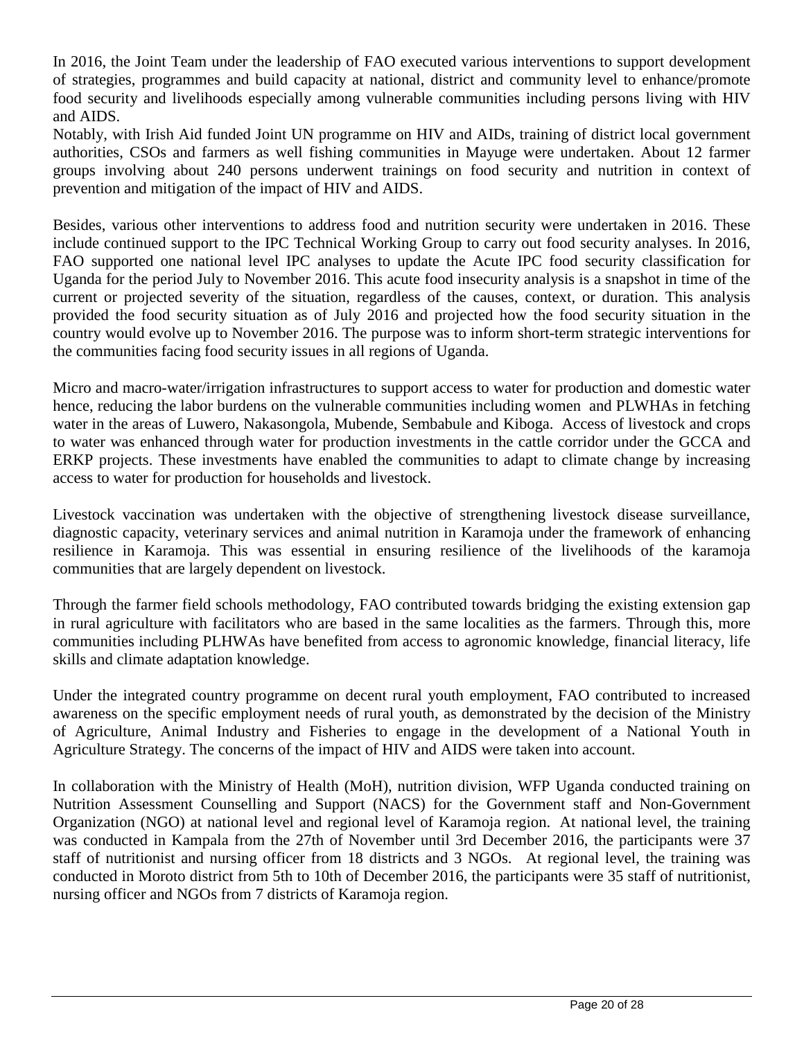In 2016, the Joint Team under the leadership of FAO executed various interventions to support development of strategies, programmes and build capacity at national, district and community level to enhance/promote food security and livelihoods especially among vulnerable communities including persons living with HIV and AIDS.
Notably, with Irish Aid funded Joint UN programme on HIV and AIDs, training of district local government authorities, CSOs and farmers as well fishing communities in Mayuge were undertaken. About 12 farmer groups involving about 240 persons underwent trainings on food security and nutrition in context of prevention and mitigation of the impact of HIV and AIDS.

Besides, various other interventions to address food and nutrition security were undertaken in 2016. These include continued support to the IPC Technical Working Group to carry out food security analyses. In 2016, FAO supported one national level IPC analyses to update the Acute IPC food security classification for Uganda for the period July to November 2016. This acute food insecurity analysis is a snapshot in time of the current or projected severity of the situation, regardless of the causes, context, or duration. This analysis provided the food security situation as of July 2016 and projected how the food security situation in the country would evolve up to November 2016. The purpose was to inform short-term strategic interventions for the communities facing food security issues in all regions of Uganda.

Micro and macro-water/irrigation infrastructures to support access to water for production and domestic water hence, reducing the labor burdens on the vulnerable communities including women and PLWHAs in fetching water in the areas of Luwero, Nakasongola, Mubende, Sembabule and Kiboga. Access of livestock and crops to water was enhanced through water for production investments in the cattle corridor under the GCCA and ERKP projects. These investments have enabled the communities to adapt to climate change by increasing access to water for production for households and livestock.

Livestock vaccination was undertaken with the objective of strengthening livestock disease surveillance, diagnostic capacity, veterinary services and animal nutrition in Karamoja under the framework of enhancing resilience in Karamoja. This was essential in ensuring resilience of the livelihoods of the karamoja communities that are largely dependent on livestock.

Through the farmer field schools methodology, FAO contributed towards bridging the existing extension gap in rural agriculture with facilitators who are based in the same localities as the farmers. Through this, more communities including PLHWAs have benefited from access to agronomic knowledge, financial literacy, life skills and climate adaptation knowledge.

Under the integrated country programme on decent rural youth employment, FAO contributed to increased awareness on the specific employment needs of rural youth, as demonstrated by the decision of the Ministry of Agriculture, Animal Industry and Fisheries to engage in the development of a National Youth in Agriculture Strategy. The concerns of the impact of HIV and AIDS were taken into account.

In collaboration with the Ministry of Health (MoH), nutrition division, WFP Uganda conducted training on Nutrition Assessment Counselling and Support (NACS) for the Government staff and Non-Government Organization (NGO) at national level and regional level of Karamoja region. At national level, the training was conducted in Kampala from the 27th of November until 3rd December 2016, the participants were 37 staff of nutritionist and nursing officer from 18 districts and 3 NGOs. At regional level, the training was conducted in Moroto district from 5th to 10th of December 2016, the participants were 35 staff of nutritionist, nursing officer and NGOs from 7 districts of Karamoja region.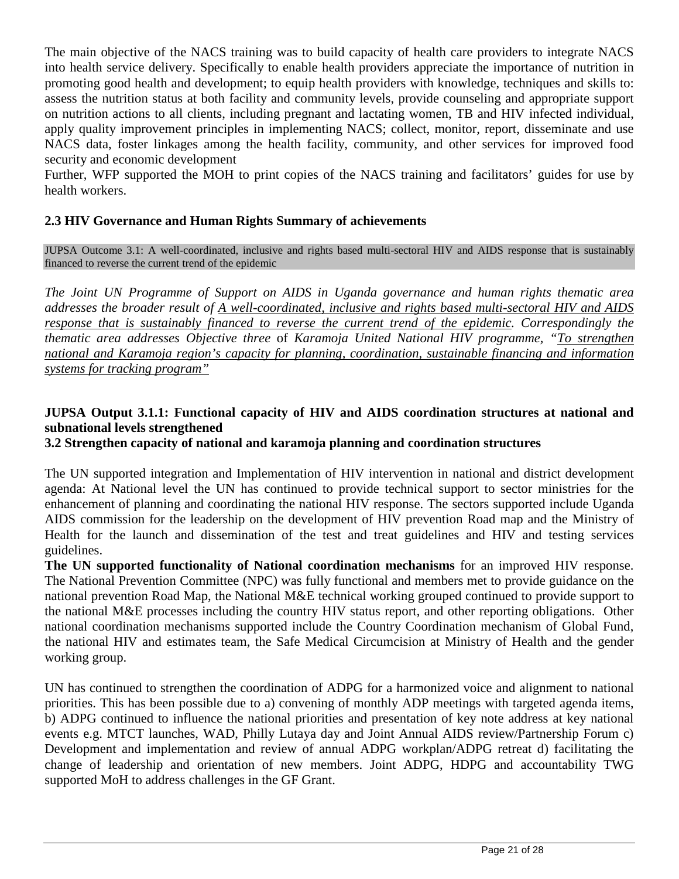The main objective of the NACS training was to build capacity of health care providers to integrate NACS into health service delivery. Specifically to enable health providers appreciate the importance of nutrition in promoting good health and development; to equip health providers with knowledge, techniques and skills to: assess the nutrition status at both facility and community levels, provide counseling and appropriate support on nutrition actions to all clients, including pregnant and lactating women, TB and HIV infected individual, apply quality improvement principles in implementing NACS; collect, monitor, report, disseminate and use NACS data, foster linkages among the health facility, community, and other services for improved food security and economic development

Further, WFP supported the MOH to print copies of the NACS training and facilitators' guides for use by health workers.

## 2.3 HIV Governance and Human Rights Summary of achievements

JUPSA Outcome 3.1: A well-coordinated, inclusive and rights based multi-sectoral HIV and AIDS response that is sustainably financed to reverse the current trend of the epidemic

*The Joint UN Programme of Support on AIDS in Uganda governance and human rights thematic area addresses the broader result of A well-coordinated, inclusive and rights based multi-sectoral HIV and AIDS response that is sustainably financed to reverse the current trend of the epidemic. Correspondingly the thematic area addresses Objective three* of *Karamoja United National HIV programme, "To strengthen national and Karamoja region's capacity for planning, coordination, sustainable financing and information systems for tracking program"*

**JUPSA Output 3.1.1: Functional capacity of HIV and AIDS coordination structures at national and subnational levels strengthened**

**3.2 Strengthen capacity of national and karamoja planning and coordination structures**

The UN supported integration and Implementation of HIV intervention in national and district development agenda: At National level the UN has continued to provide technical support to sector ministries for the enhancement of planning and coordinating the national HIV response. The sectors supported include Uganda AIDS commission for the leadership on the development of HIV prevention Road map and the Ministry of Health for the launch and dissemination of the test and treat guidelines and HIV and testing services guidelines.

**The UN supported functionality of National coordination mechanisms** for an improved HIV response. The National Prevention Committee (NPC) was fully functional and members met to provide guidance on the national prevention Road Map, the National M&E technical working grouped continued to provide support to the national M&E processes including the country HIV status report, and other reporting obligations. Other national coordination mechanisms supported include the Country Coordination mechanism of Global Fund, the national HIV and estimates team, the Safe Medical Circumcision at Ministry of Health and the gender working group.

UN has continued to strengthen the coordination of ADPG for a harmonized voice and alignment to national priorities. This has been possible due to a) convening of monthly ADP meetings with targeted agenda items, b) ADPG continued to influence the national priorities and presentation of key note address at key national events e.g. MTCT launches, WAD, Philly Lutaya day and Joint Annual AIDS review/Partnership Forum c) Development and implementation and review of annual ADPG workplan/ADPG retreat d) facilitating the change of leadership and orientation of new members. Joint ADPG, HDPG and accountability TWG supported MoH to address challenges in the GF Grant.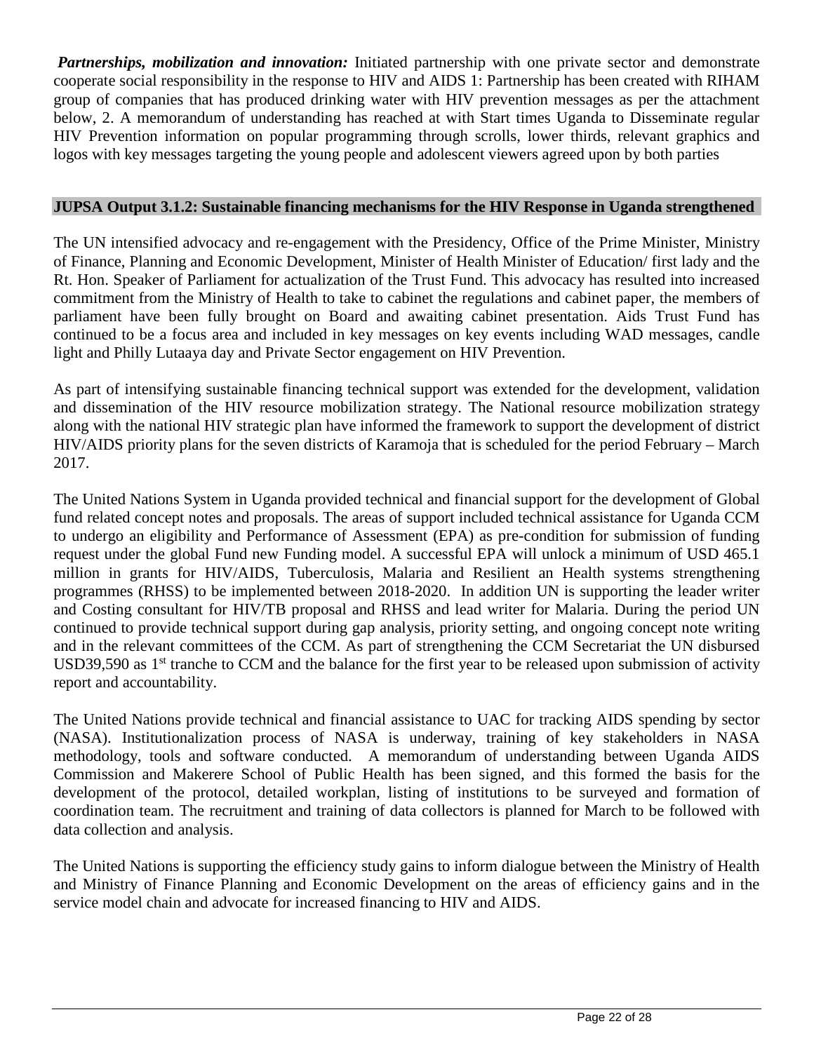***Partnerships, mobilization and innovation:*** Initiated partnership with one private sector and demonstrate cooperate social responsibility in the response to HIV and AIDS 1: Partnership has been created with RIHAM group of companies that has produced drinking water with HIV prevention messages as per the attachment below, 2. A memorandum of understanding has reached at with Start times Uganda to Disseminate regular HIV Prevention information on popular programming through scrolls, lower thirds, relevant graphics and logos with key messages targeting the young people and adolescent viewers agreed upon by both parties

**JUPSA Output 3.1.2: Sustainable financing mechanisms for the HIV Response in Uganda strengthened**

The UN intensified advocacy and re-engagement with the Presidency, Office of the Prime Minister, Ministry of Finance, Planning and Economic Development, Minister of Health Minister of Education/ first lady and the Rt. Hon. Speaker of Parliament for actualization of the Trust Fund. This advocacy has resulted into increased commitment from the Ministry of Health to take to cabinet the regulations and cabinet paper, the members of parliament have been fully brought on Board and awaiting cabinet presentation. Aids Trust Fund has continued to be a focus area and included in key messages on key events including WAD messages, candle light and Philly Lutaaya day and Private Sector engagement on HIV Prevention.

As part of intensifying sustainable financing technical support was extended for the development, validation and dissemination of the HIV resource mobilization strategy. The National resource mobilization strategy along with the national HIV strategic plan have informed the framework to support the development of district HIV/AIDS priority plans for the seven districts of Karamoja that is scheduled for the period February – March 2017.

The United Nations System in Uganda provided technical and financial support for the development of Global fund related concept notes and proposals. The areas of support included technical assistance for Uganda CCM to undergo an eligibility and Performance of Assessment (EPA) as pre-condition for submission of funding request under the global Fund new Funding model. A successful EPA will unlock a minimum of USD 465.1 million in grants for HIV/AIDS, Tuberculosis, Malaria and Resilient an Health systems strengthening programmes (RHSS) to be implemented between 2018-2020. In addition UN is supporting the leader writer and Costing consultant for HIV/TB proposal and RHSS and lead writer for Malaria. During the period UN continued to provide technical support during gap analysis, priority setting, and ongoing concept note writing and in the relevant committees of the CCM. As part of strengthening the CCM Secretariat the UN disbursed USD39,590 as 1st tranche to CCM and the balance for the first year to be released upon submission of activity report and accountability.

The United Nations provide technical and financial assistance to UAC for tracking AIDS spending by sector (NASA). Institutionalization process of NASA is underway, training of key stakeholders in NASA methodology, tools and software conducted. A memorandum of understanding between Uganda AIDS Commission and Makerere School of Public Health has been signed, and this formed the basis for the development of the protocol, detailed workplan, listing of institutions to be surveyed and formation of coordination team. The recruitment and training of data collectors is planned for March to be followed with data collection and analysis.

The United Nations is supporting the efficiency study gains to inform dialogue between the Ministry of Health and Ministry of Finance Planning and Economic Development on the areas of efficiency gains and in the service model chain and advocate for increased financing to HIV and AIDS.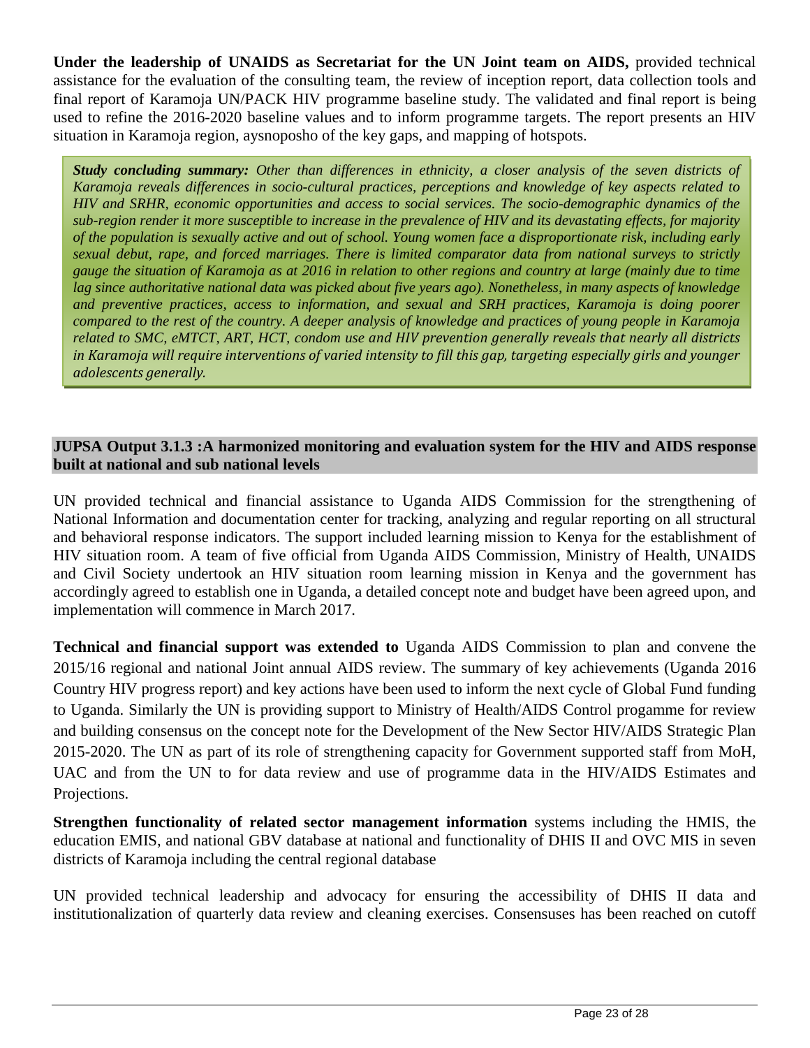**Under the leadership of UNAIDS as Secretariat for the UN Joint team on AIDS,** provided technical assistance for the evaluation of the consulting team, the review of inception report, data collection tools and final report of Karamoja UN/PACK HIV programme baseline study. The validated and final report is being used to refine the 2016-2020 baseline values and to inform programme targets. The report presents an HIV situation in Karamoja region, aysnoposho of the key gaps, and mapping of hotspots.

> ***Study concluding summary:*** *Other than differences in ethnicity, a closer analysis of the seven districts of Karamoja reveals differences in socio-cultural practices, perceptions and knowledge of key aspects related to HIV and SRHR, economic opportunities and access to social services. The socio-demographic dynamics of the sub-region render it more susceptible to increase in the prevalence of HIV and its devastating effects, for majority of the population is sexually active and out of school. Young women face a disproportionate risk, including early sexual debut, rape, and forced marriages. There is limited comparator data from national surveys to strictly gauge the situation of Karamoja as at 2016 in relation to other regions and country at large (mainly due to time lag since authoritative national data was picked about five years ago). Nonetheless, in many aspects of knowledge and preventive practices, access to information, and sexual and SRH practices, Karamoja is doing poorer compared to the rest of the country. A deeper analysis of knowledge and practices of young people in Karamoja related to SMC, eMTCT, ART, HCT, condom use and HIV prevention generally reveals that nearly all districts in Karamoja will require interventions of varied intensity to fill this gap, targeting especially girls and younger adolescents generally.*

**JUPSA Output 3.1.3 :A harmonized monitoring and evaluation system for the HIV and AIDS response built at national and sub national levels**

UN provided technical and financial assistance to Uganda AIDS Commission for the strengthening of National Information and documentation center for tracking, analyzing and regular reporting on all structural and behavioral response indicators. The support included learning mission to Kenya for the establishment of HIV situation room. A team of five official from Uganda AIDS Commission, Ministry of Health, UNAIDS and Civil Society undertook an HIV situation room learning mission in Kenya and the government has accordingly agreed to establish one in Uganda, a detailed concept note and budget have been agreed upon, and implementation will commence in March 2017.

**Technical and financial support was extended to** Uganda AIDS Commission to plan and convene the 2015/16 regional and national Joint annual AIDS review. The summary of key achievements (Uganda 2016 Country HIV progress report) and key actions have been used to inform the next cycle of Global Fund funding to Uganda. Similarly the UN is providing support to Ministry of Health/AIDS Control progamme for review and building consensus on the concept note for the Development of the New Sector HIV/AIDS Strategic Plan 2015-2020. The UN as part of its role of strengthening capacity for Government supported staff from MoH, UAC and from the UN to for data review and use of programme data in the HIV/AIDS Estimates and Projections.

**Strengthen functionality of related sector management information** systems including the HMIS, the education EMIS, and national GBV database at national and functionality of DHIS II and OVC MIS in seven districts of Karamoja including the central regional database

UN provided technical leadership and advocacy for ensuring the accessibility of DHIS II data and institutionalization of quarterly data review and cleaning exercises. Consensuses has been reached on cutoff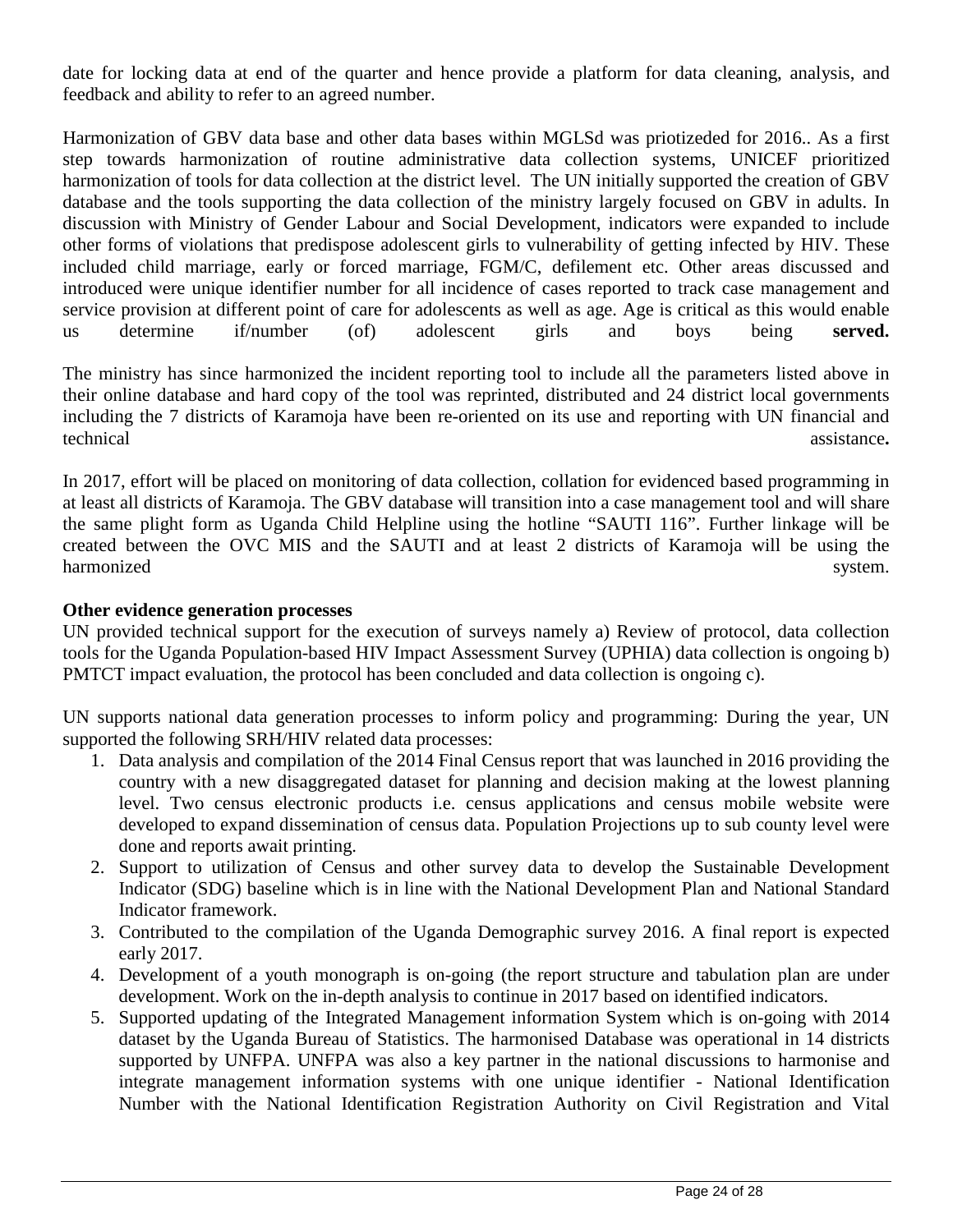date for locking data at end of the quarter and hence provide a platform for data cleaning, analysis, and feedback and ability to refer to an agreed number.

Harmonization of GBV data base and other data bases within MGLSd was priotizeded for 2016.. As a first step towards harmonization of routine administrative data collection systems, UNICEF prioritized harmonization of tools for data collection at the district level. The UN initially supported the creation of GBV database and the tools supporting the data collection of the ministry largely focused on GBV in adults. In discussion with Ministry of Gender Labour and Social Development, indicators were expanded to include other forms of violations that predispose adolescent girls to vulnerability of getting infected by HIV. These included child marriage, early or forced marriage, FGM/C, defilement etc. Other areas discussed and introduced were unique identifier number for all incidence of cases reported to track case management and service provision at different point of care for adolescents as well as age. Age is critical as this would enable us determine if/number (of) adolescent girls and boys being **served.**

The ministry has since harmonized the incident reporting tool to include all the parameters listed above in their online database and hard copy of the tool was reprinted, distributed and 24 district local governments including the 7 districts of Karamoja have been re-oriented on its use and reporting with UN financial and technical assistance**.**

In 2017, effort will be placed on monitoring of data collection, collation for evidenced based programming in at least all districts of Karamoja. The GBV database will transition into a case management tool and will share the same plight form as Uganda Child Helpline using the hotline "SAUTI 116". Further linkage will be created between the OVC MIS and the SAUTI and at least 2 districts of Karamoja will be using the harmonized system.

**Other evidence generation processes**

UN provided technical support for the execution of surveys namely a) Review of protocol, data collection tools for the Uganda Population-based HIV Impact Assessment Survey (UPHIA) data collection is ongoing b) PMTCT impact evaluation, the protocol has been concluded and data collection is ongoing c).

UN supports national data generation processes to inform policy and programming: During the year, UN supported the following SRH/HIV related data processes:

1. Data analysis and compilation of the 2014 Final Census report that was launched in 2016 providing the country with a new disaggregated dataset for planning and decision making at the lowest planning level. Two census electronic products i.e. census applications and census mobile website were developed to expand dissemination of census data. Population Projections up to sub county level were done and reports await printing.
2. Support to utilization of Census and other survey data to develop the Sustainable Development Indicator (SDG) baseline which is in line with the National Development Plan and National Standard Indicator framework.
3. Contributed to the compilation of the Uganda Demographic survey 2016. A final report is expected early 2017.
4. Development of a youth monograph is on-going (the report structure and tabulation plan are under development. Work on the in-depth analysis to continue in 2017 based on identified indicators.
5. Supported updating of the Integrated Management information System which is on-going with 2014 dataset by the Uganda Bureau of Statistics. The harmonised Database was operational in 14 districts supported by UNFPA. UNFPA was also a key partner in the national discussions to harmonise and integrate management information systems with one unique identifier - National Identification Number with the National Identification Registration Authority on Civil Registration and Vital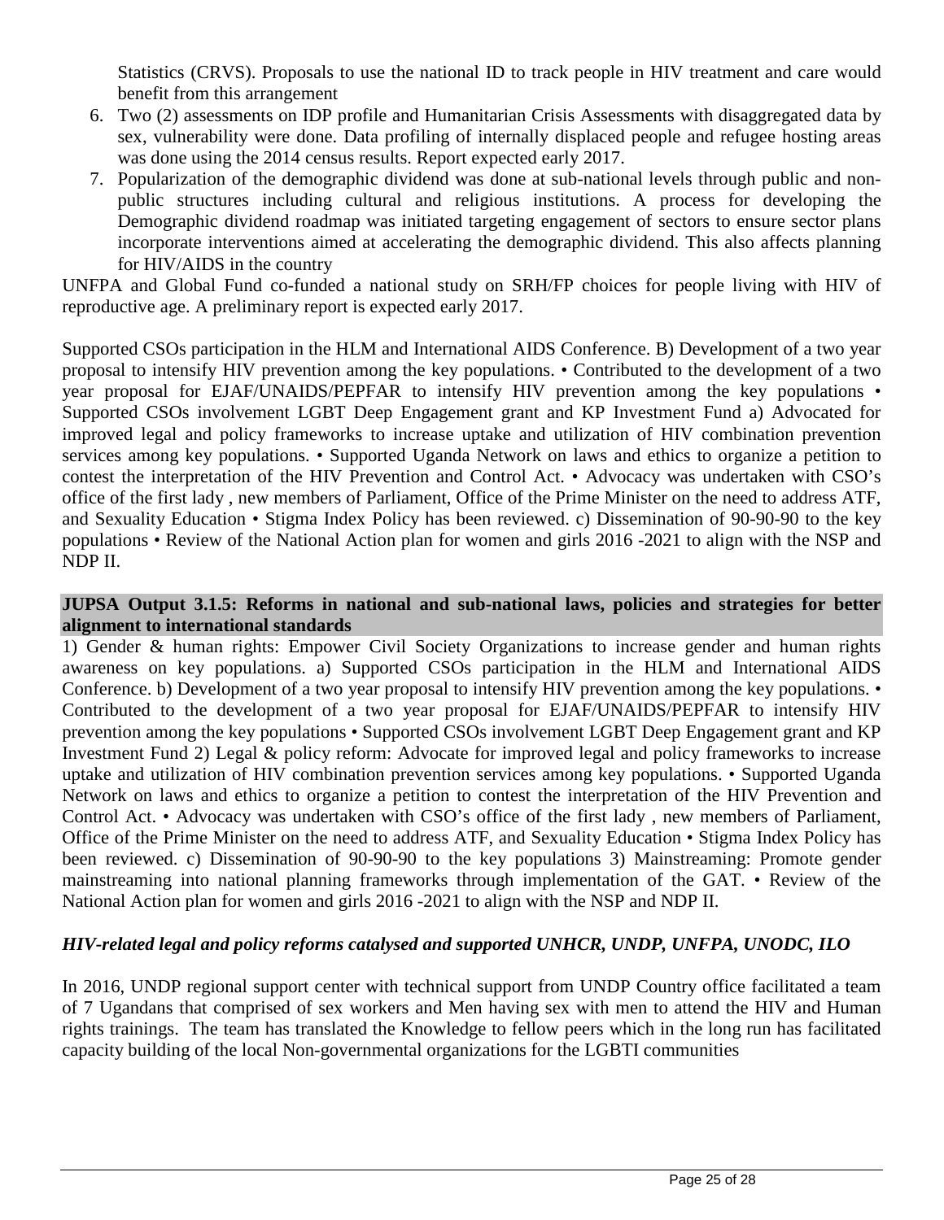Statistics (CRVS). Proposals to use the national ID to track people in HIV treatment and care would benefit from this arrangement

6. Two (2) assessments on IDP profile and Humanitarian Crisis Assessments with disaggregated data by sex, vulnerability were done. Data profiling of internally displaced people and refugee hosting areas was done using the 2014 census results. Report expected early 2017.
7. Popularization of the demographic dividend was done at sub-national levels through public and non-public structures including cultural and religious institutions. A process for developing the Demographic dividend roadmap was initiated targeting engagement of sectors to ensure sector plans incorporate interventions aimed at accelerating the demographic dividend. This also affects planning for HIV/AIDS in the country

UNFPA and Global Fund co-funded a national study on SRH/FP choices for people living with HIV of reproductive age. A preliminary report is expected early 2017.

Supported CSOs participation in the HLM and International AIDS Conference. B) Development of a two year proposal to intensify HIV prevention among the key populations. • Contributed to the development of a two year proposal for EJAF/UNAIDS/PEPFAR to intensify HIV prevention among the key populations • Supported CSOs involvement LGBT Deep Engagement grant and KP Investment Fund a) Advocated for improved legal and policy frameworks to increase uptake and utilization of HIV combination prevention services among key populations. • Supported Uganda Network on laws and ethics to organize a petition to contest the interpretation of the HIV Prevention and Control Act. • Advocacy was undertaken with CSO's office of the first lady , new members of Parliament, Office of the Prime Minister on the need to address ATF, and Sexuality Education • Stigma Index Policy has been reviewed. c) Dissemination of 90-90-90 to the key populations • Review of the National Action plan for women and girls 2016 -2021 to align with the NSP and NDP II.

**JUPSA Output 3.1.5: Reforms in national and sub-national laws, policies and strategies for better alignment to international standards**

1) Gender & human rights: Empower Civil Society Organizations to increase gender and human rights awareness on key populations. a) Supported CSOs participation in the HLM and International AIDS Conference. b) Development of a two year proposal to intensify HIV prevention among the key populations. • Contributed to the development of a two year proposal for EJAF/UNAIDS/PEPFAR to intensify HIV prevention among the key populations • Supported CSOs involvement LGBT Deep Engagement grant and KP Investment Fund 2) Legal & policy reform: Advocate for improved legal and policy frameworks to increase uptake and utilization of HIV combination prevention services among key populations. • Supported Uganda Network on laws and ethics to organize a petition to contest the interpretation of the HIV Prevention and Control Act. • Advocacy was undertaken with CSO's office of the first lady , new members of Parliament, Office of the Prime Minister on the need to address ATF, and Sexuality Education • Stigma Index Policy has been reviewed. c) Dissemination of 90-90-90 to the key populations 3) Mainstreaming: Promote gender mainstreaming into national planning frameworks through implementation of the GAT. • Review of the National Action plan for women and girls 2016 -2021 to align with the NSP and NDP II.

***HIV-related legal and policy reforms catalysed and supported UNHCR, UNDP, UNFPA, UNODC, ILO***

In 2016, UNDP regional support center with technical support from UNDP Country office facilitated a team of 7 Ugandans that comprised of sex workers and Men having sex with men to attend the HIV and Human rights trainings. The team has translated the Knowledge to fellow peers which in the long run has facilitated capacity building of the local Non-governmental organizations for the LGBTI communities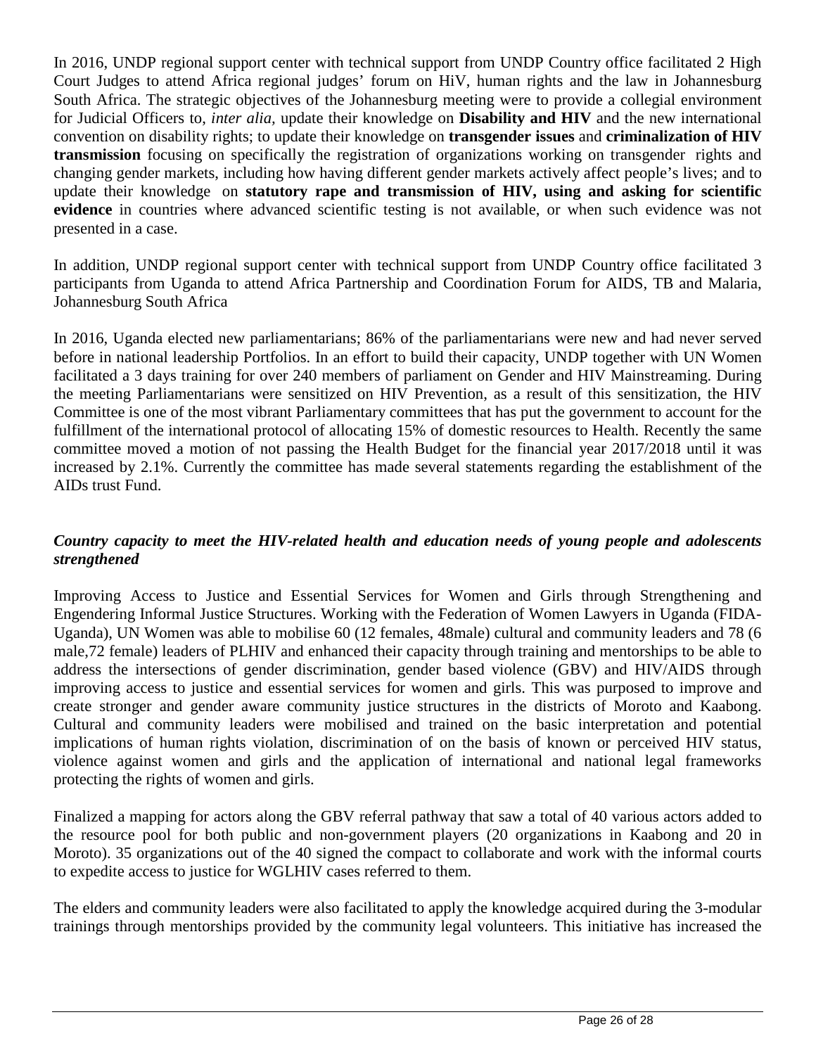In 2016, UNDP regional support center with technical support from UNDP Country office facilitated 2 High Court Judges to attend Africa regional judges' forum on HiV, human rights and the law in Johannesburg South Africa. The strategic objectives of the Johannesburg meeting were to provide a collegial environment for Judicial Officers to, *inter alia,* update their knowledge on **Disability and HIV** and the new international convention on disability rights; to update their knowledge on **transgender issues** and **criminalization of HIV transmission** focusing on specifically the registration of organizations working on transgender rights and changing gender markets, including how having different gender markets actively affect people's lives; and to update their knowledge on **statutory rape and transmission of HIV, using and asking for scientific evidence** in countries where advanced scientific testing is not available, or when such evidence was not presented in a case.

In addition, UNDP regional support center with technical support from UNDP Country office facilitated 3 participants from Uganda to attend Africa Partnership and Coordination Forum for AIDS, TB and Malaria, Johannesburg South Africa

In 2016, Uganda elected new parliamentarians; 86% of the parliamentarians were new and had never served before in national leadership Portfolios. In an effort to build their capacity, UNDP together with UN Women facilitated a 3 days training for over 240 members of parliament on Gender and HIV Mainstreaming. During the meeting Parliamentarians were sensitized on HIV Prevention, as a result of this sensitization, the HIV Committee is one of the most vibrant Parliamentary committees that has put the government to account for the fulfillment of the international protocol of allocating 15% of domestic resources to Health. Recently the same committee moved a motion of not passing the Health Budget for the financial year 2017/2018 until it was increased by 2.1%. Currently the committee has made several statements regarding the establishment of the AIDs trust Fund.

### ***Country capacity to meet the HIV-related health and education needs of young people and adolescents strengthened***

Improving Access to Justice and Essential Services for Women and Girls through Strengthening and Engendering Informal Justice Structures. Working with the Federation of Women Lawyers in Uganda (FIDA-Uganda), UN Women was able to mobilise 60 (12 females, 48male) cultural and community leaders and 78 (6 male,72 female) leaders of PLHIV and enhanced their capacity through training and mentorships to be able to address the intersections of gender discrimination, gender based violence (GBV) and HIV/AIDS through improving access to justice and essential services for women and girls. This was purposed to improve and create stronger and gender aware community justice structures in the districts of Moroto and Kaabong. Cultural and community leaders were mobilised and trained on the basic interpretation and potential implications of human rights violation, discrimination of on the basis of known or perceived HIV status, violence against women and girls and the application of international and national legal frameworks protecting the rights of women and girls.

Finalized a mapping for actors along the GBV referral pathway that saw a total of 40 various actors added to the resource pool for both public and non-government players (20 organizations in Kaabong and 20 in Moroto). 35 organizations out of the 40 signed the compact to collaborate and work with the informal courts to expedite access to justice for WGLHIV cases referred to them.

The elders and community leaders were also facilitated to apply the knowledge acquired during the 3-modular trainings through mentorships provided by the community legal volunteers. This initiative has increased the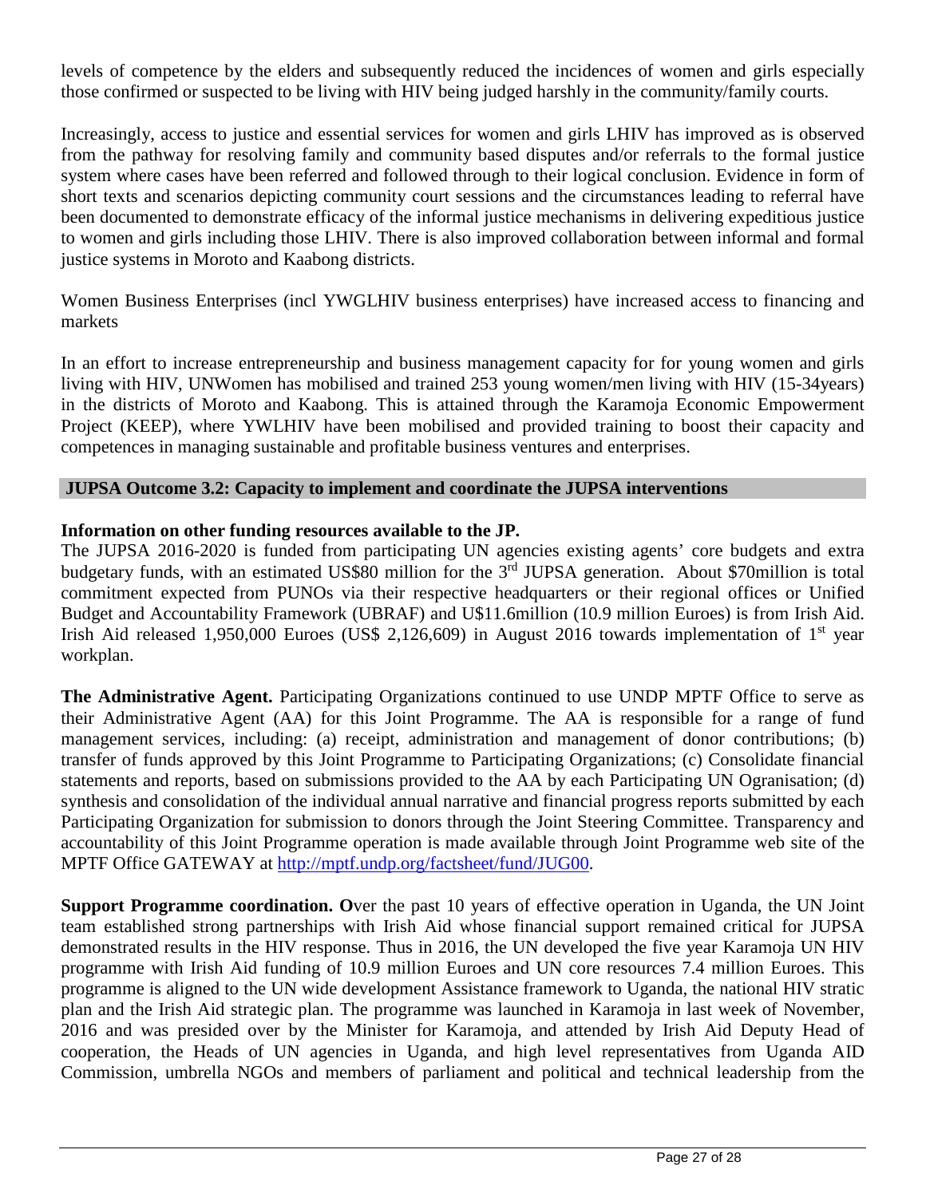levels of competence by the elders and subsequently reduced the incidences of women and girls especially those confirmed or suspected to be living with HIV being judged harshly in the community/family courts.

Increasingly, access to justice and essential services for women and girls LHIV has improved as is observed from the pathway for resolving family and community based disputes and/or referrals to the formal justice system where cases have been referred and followed through to their logical conclusion. Evidence in form of short texts and scenarios depicting community court sessions and the circumstances leading to referral have been documented to demonstrate efficacy of the informal justice mechanisms in delivering expeditious justice to women and girls including those LHIV. There is also improved collaboration between informal and formal justice systems in Moroto and Kaabong districts.

Women Business Enterprises (incl YWGLHIV business enterprises) have increased access to financing and markets

In an effort to increase entrepreneurship and business management capacity for for young women and girls living with HIV, UNWomen has mobilised and trained 253 young women/men living with HIV (15-34years) in the districts of Moroto and Kaabong. This is attained through the Karamoja Economic Empowerment Project (KEEP), where YWLHIV have been mobilised and provided training to boost their capacity and competences in managing sustainable and profitable business ventures and enterprises.

**JUPSA Outcome 3.2: Capacity to implement and coordinate the JUPSA interventions**

**Information on other funding resources available to the JP.**
The JUPSA 2016-2020 is funded from participating UN agencies existing agents' core budgets and extra budgetary funds, with an estimated US$80 million for the 3rd JUPSA generation. About $70million is total commitment expected from PUNOs via their respective headquarters or their regional offices or Unified Budget and Accountability Framework (UBRAF) and U$11.6million (10.9 million Euroes) is from Irish Aid. Irish Aid released 1,950,000 Euroes (US$ 2,126,609) in August 2016 towards implementation of 1st year workplan.

**The Administrative Agent.** Participating Organizations continued to use UNDP MPTF Office to serve as their Administrative Agent (AA) for this Joint Programme. The AA is responsible for a range of fund management services, including: (a) receipt, administration and management of donor contributions; (b) transfer of funds approved by this Joint Programme to Participating Organizations; (c) Consolidate financial statements and reports, based on submissions provided to the AA by each Participating UN Ogranisation; (d) synthesis and consolidation of the individual annual narrative and financial progress reports submitted by each Participating Organization for submission to donors through the Joint Steering Committee. Transparency and accountability of this Joint Programme operation is made available through Joint Programme web site of the MPTF Office GATEWAY at http://mptf.undp.org/factsheet/fund/JUG00.

**Support Programme coordination. O**ver the past 10 years of effective operation in Uganda, the UN Joint team established strong partnerships with Irish Aid whose financial support remained critical for JUPSA demonstrated results in the HIV response. Thus in 2016, the UN developed the five year Karamoja UN HIV programme with Irish Aid funding of 10.9 million Euroes and UN core resources 7.4 million Euroes. This programme is aligned to the UN wide development Assistance framework to Uganda, the national HIV stratic plan and the Irish Aid strategic plan. The programme was launched in Karamoja in last week of November, 2016 and was presided over by the Minister for Karamoja, and attended by Irish Aid Deputy Head of cooperation, the Heads of UN agencies in Uganda, and high level representatives from Uganda AID Commission, umbrella NGOs and members of parliament and political and technical leadership from the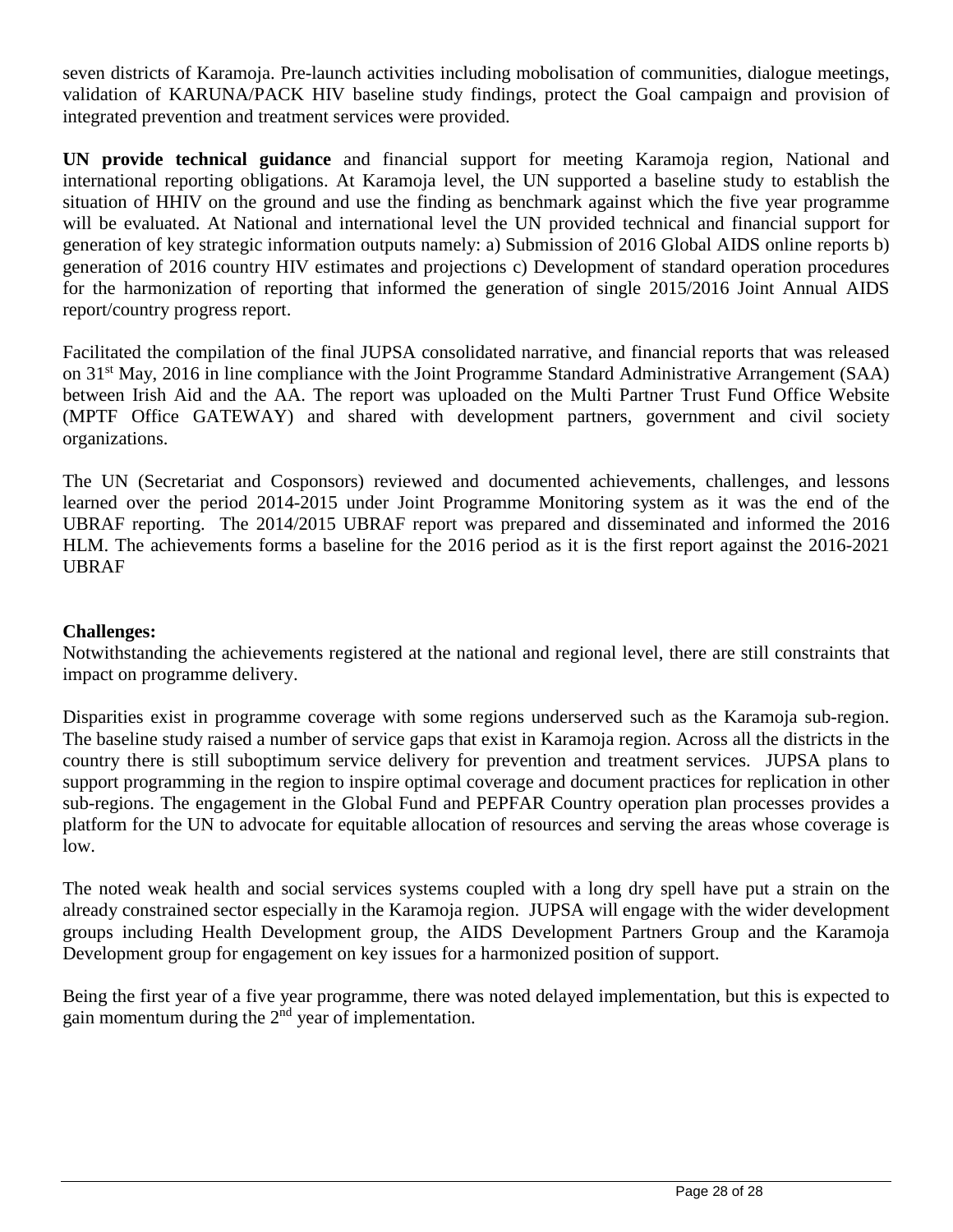seven districts of Karamoja. Pre-launch activities including mobolisation of communities, dialogue meetings, validation of KARUNA/PACK HIV baseline study findings, protect the Goal campaign and provision of integrated prevention and treatment services were provided.

**UN provide technical guidance** and financial support for meeting Karamoja region, National and international reporting obligations. At Karamoja level, the UN supported a baseline study to establish the situation of HHIV on the ground and use the finding as benchmark against which the five year programme will be evaluated. At National and international level the UN provided technical and financial support for generation of key strategic information outputs namely: a) Submission of 2016 Global AIDS online reports b) generation of 2016 country HIV estimates and projections c) Development of standard operation procedures for the harmonization of reporting that informed the generation of single 2015/2016 Joint Annual AIDS report/country progress report.

Facilitated the compilation of the final JUPSA consolidated narrative, and financial reports that was released on 31st May, 2016 in line compliance with the Joint Programme Standard Administrative Arrangement (SAA) between Irish Aid and the AA. The report was uploaded on the Multi Partner Trust Fund Office Website (MPTF Office GATEWAY) and shared with development partners, government and civil society organizations.

The UN (Secretariat and Cosponsors) reviewed and documented achievements, challenges, and lessons learned over the period 2014-2015 under Joint Programme Monitoring system as it was the end of the UBRAF reporting. The 2014/2015 UBRAF report was prepared and disseminated and informed the 2016 HLM. The achievements forms a baseline for the 2016 period as it is the first report against the 2016-2021 UBRAF

**Challenges:**

Notwithstanding the achievements registered at the national and regional level, there are still constraints that impact on programme delivery.

Disparities exist in programme coverage with some regions underserved such as the Karamoja sub-region. The baseline study raised a number of service gaps that exist in Karamoja region. Across all the districts in the country there is still suboptimum service delivery for prevention and treatment services. JUPSA plans to support programming in the region to inspire optimal coverage and document practices for replication in other sub-regions. The engagement in the Global Fund and PEPFAR Country operation plan processes provides a platform for the UN to advocate for equitable allocation of resources and serving the areas whose coverage is low.

The noted weak health and social services systems coupled with a long dry spell have put a strain on the already constrained sector especially in the Karamoja region. JUPSA will engage with the wider development groups including Health Development group, the AIDS Development Partners Group and the Karamoja Development group for engagement on key issues for a harmonized position of support.

Being the first year of a five year programme, there was noted delayed implementation, but this is expected to gain momentum during the 2nd year of implementation.